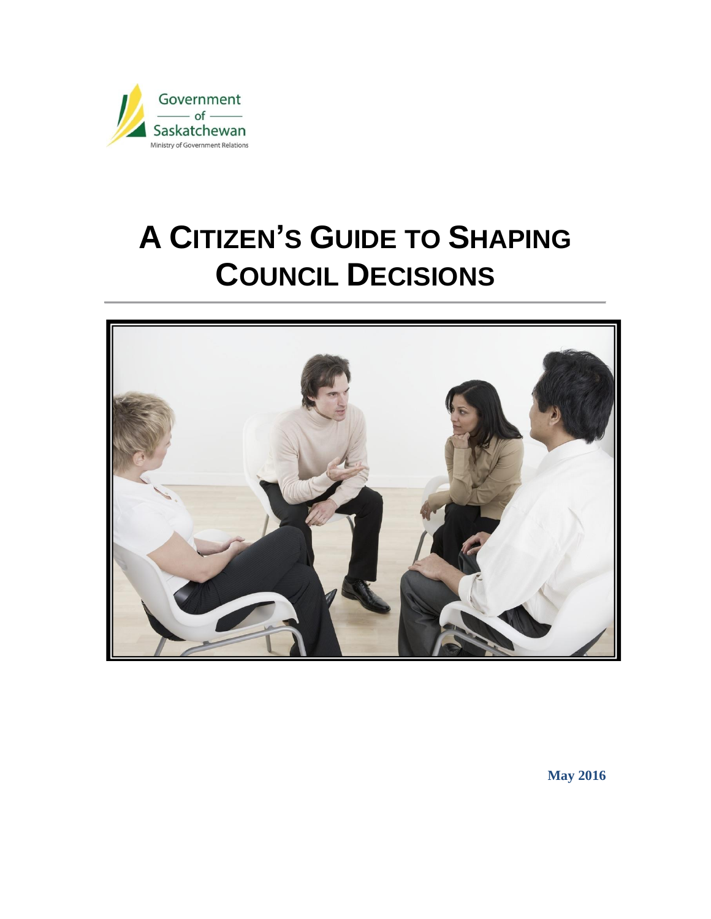Government of Saskatchewan

Ministry of Government Relations

# A Citizen's Guide to Shaping Council Decisions

**May 2016**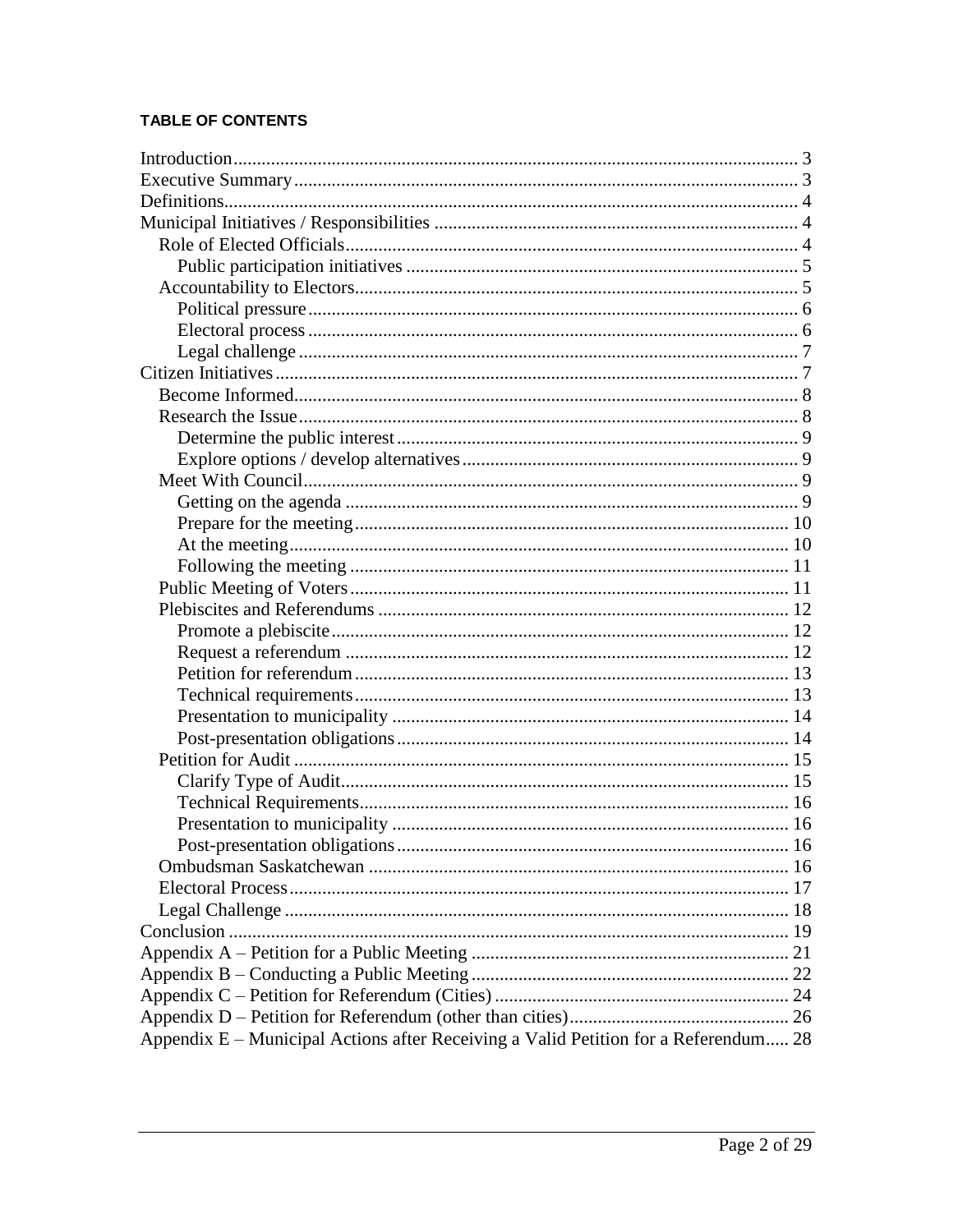**TABLE OF CONTENTS**

- Introduction ........ 3
- Executive Summary ........ 3
- Definitions ........ 4
- Municipal Initiatives / Responsibilities ........ 4
  - Role of Elected Officials ........ 4
    - Public participation initiatives ........ 5
  - Accountability to Electors ........ 5
    - Political pressure ........ 6
    - Electoral process ........ 6
    - Legal challenge ........ 7
- Citizen Initiatives ........ 7
  - Become Informed ........ 8
  - Research the Issue ........ 8
    - Determine the public interest ........ 9
    - Explore options / develop alternatives ........ 9
  - Meet With Council ........ 9
    - Getting on the agenda ........ 9
    - Prepare for the meeting ........ 10
    - At the meeting ........ 10
    - Following the meeting ........ 11
  - Public Meeting of Voters ........ 11
  - Plebiscites and Referendums ........ 12
    - Promote a plebiscite ........ 12
    - Request a referendum ........ 12
    - Petition for referendum ........ 13
    - Technical requirements ........ 13
    - Presentation to municipality ........ 14
    - Post-presentation obligations ........ 14
  - Petition for Audit ........ 15
    - Clarify Type of Audit ........ 15
    - Technical Requirements ........ 16
    - Presentation to municipality ........ 16
    - Post-presentation obligations ........ 16
  - Ombudsman Saskatchewan ........ 16
  - Electoral Process ........ 17
  - Legal Challenge ........ 18
- Conclusion ........ 19
- Appendix A – Petition for a Public Meeting ........ 21
- Appendix B – Conducting a Public Meeting ........ 22
- Appendix C – Petition for Referendum (Cities) ........ 24
- Appendix D – Petition for Referendum (other than cities) ........ 26
- Appendix E – Municipal Actions after Receiving a Valid Petition for a Referendum ........ 28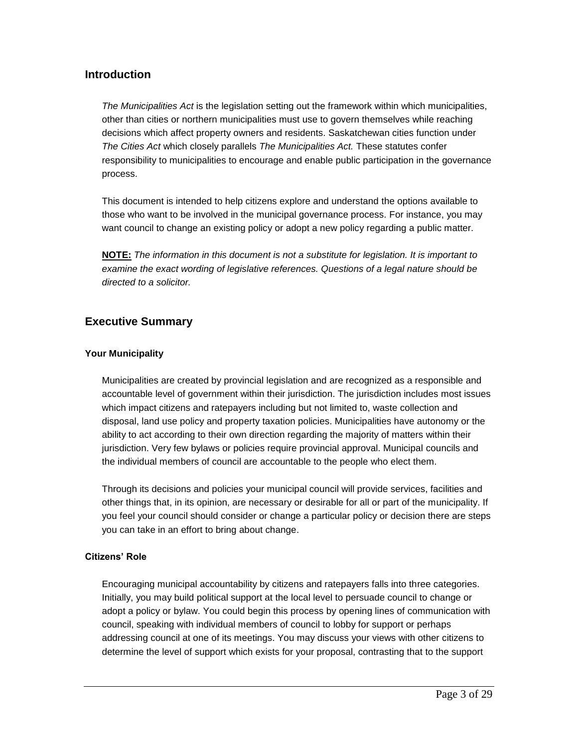## Introduction

*The Municipalities Act* is the legislation setting out the framework within which municipalities, other than cities or northern municipalities must use to govern themselves while reaching decisions which affect property owners and residents. Saskatchewan cities function under *The Cities Act* which closely parallels *The Municipalities Act.* These statutes confer responsibility to municipalities to encourage and enable public participation in the governance process.

This document is intended to help citizens explore and understand the options available to those who want to be involved in the municipal governance process. For instance, you may want council to change an existing policy or adopt a new policy regarding a public matter.

**NOTE:** *The information in this document is not a substitute for legislation. It is important to examine the exact wording of legislative references. Questions of a legal nature should be directed to a solicitor.*

## Executive Summary

### Your Municipality

Municipalities are created by provincial legislation and are recognized as a responsible and accountable level of government within their jurisdiction. The jurisdiction includes most issues which impact citizens and ratepayers including but not limited to, waste collection and disposal, land use policy and property taxation policies. Municipalities have autonomy or the ability to act according to their own direction regarding the majority of matters within their jurisdiction. Very few bylaws or policies require provincial approval. Municipal councils and the individual members of council are accountable to the people who elect them.

Through its decisions and policies your municipal council will provide services, facilities and other things that, in its opinion, are necessary or desirable for all or part of the municipality. If you feel your council should consider or change a particular policy or decision there are steps you can take in an effort to bring about change.

### Citizens' Role

Encouraging municipal accountability by citizens and ratepayers falls into three categories. Initially, you may build political support at the local level to persuade council to change or adopt a policy or bylaw. You could begin this process by opening lines of communication with council, speaking with individual members of council to lobby for support or perhaps addressing council at one of its meetings. You may discuss your views with other citizens to determine the level of support which exists for your proposal, contrasting that to the support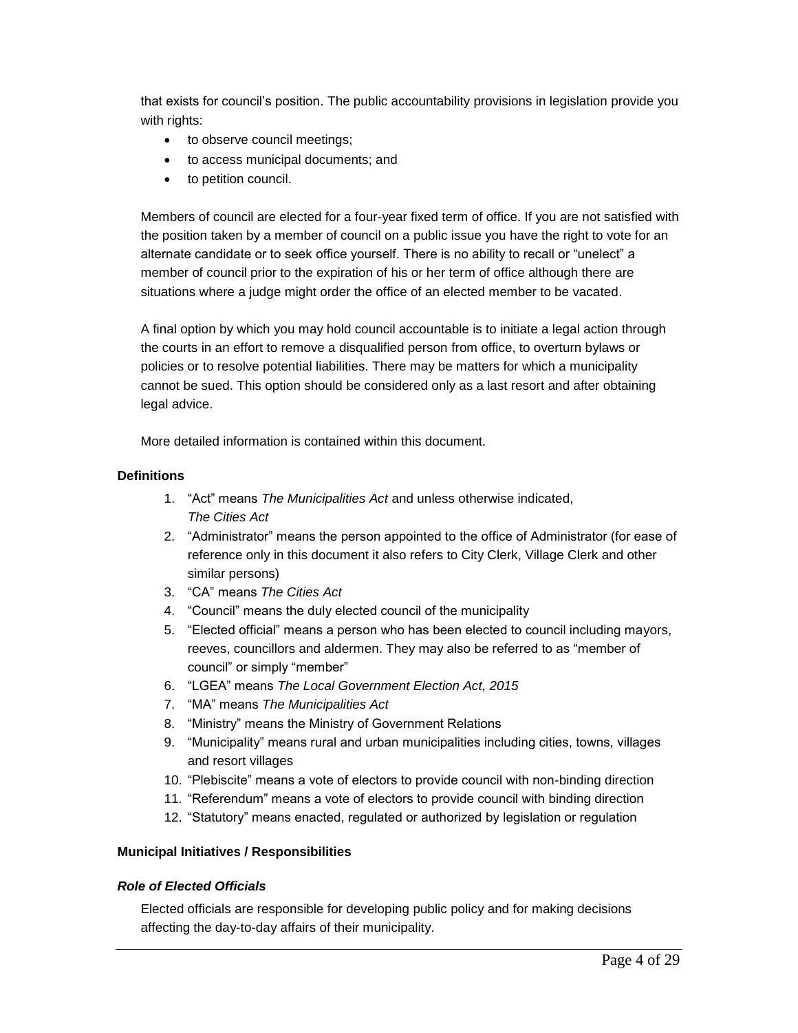that exists for council's position. The public accountability provisions in legislation provide you with rights:

- to observe council meetings;
- to access municipal documents; and
- to petition council.

Members of council are elected for a four-year fixed term of office. If you are not satisfied with the position taken by a member of council on a public issue you have the right to vote for an alternate candidate or to seek office yourself. There is no ability to recall or "unelect" a member of council prior to the expiration of his or her term of office although there are situations where a judge might order the office of an elected member to be vacated.

A final option by which you may hold council accountable is to initiate a legal action through the courts in an effort to remove a disqualified person from office, to overturn bylaws or policies or to resolve potential liabilities. There may be matters for which a municipality cannot be sued. This option should be considered only as a last resort and after obtaining legal advice.

More detailed information is contained within this document.

**Definitions**

1. "Act" means *The Municipalities Act* and unless otherwise indicated, *The Cities Act*
2. "Administrator" means the person appointed to the office of Administrator (for ease of reference only in this document it also refers to City Clerk, Village Clerk and other similar persons)
3. "CA" means *The Cities Act*
4. "Council" means the duly elected council of the municipality
5. "Elected official" means a person who has been elected to council including mayors, reeves, councillors and aldermen. They may also be referred to as "member of council" or simply "member"
6. "LGEA" means *The Local Government Election Act, 2015*
7. "MA" means *The Municipalities Act*
8. "Ministry" means the Ministry of Government Relations
9. "Municipality" means rural and urban municipalities including cities, towns, villages and resort villages
10. "Plebiscite" means a vote of electors to provide council with non-binding direction
11. "Referendum" means a vote of electors to provide council with binding direction
12. "Statutory" means enacted, regulated or authorized by legislation or regulation

**Municipal Initiatives / Responsibilities**

***Role of Elected Officials***

Elected officials are responsible for developing public policy and for making decisions affecting the day-to-day affairs of their municipality.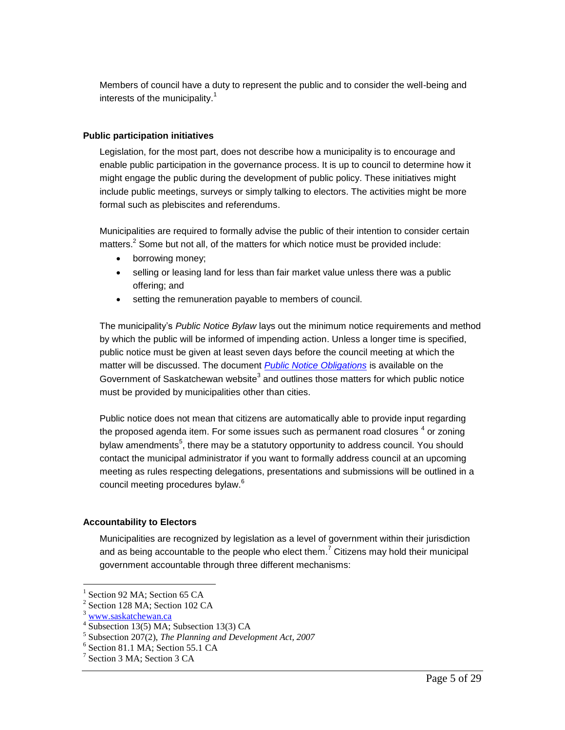Members of council have a duty to represent the public and to consider the well-being and interests of the municipality.[1]

### Public participation initiatives

Legislation, for the most part, does not describe how a municipality is to encourage and enable public participation in the governance process. It is up to council to determine how it might engage the public during the development of public policy. These initiatives might include public meetings, surveys or simply talking to electors. The activities might be more formal such as plebiscites and referendums.

Municipalities are required to formally advise the public of their intention to consider certain matters.[2] Some but not all, of the matters for which notice must be provided include:

- borrowing money;
- selling or leasing land for less than fair market value unless there was a public offering; and
- setting the remuneration payable to members of council.

The municipality's *Public Notice Bylaw* lays out the minimum notice requirements and method by which the public will be informed of impending action. Unless a longer time is specified, public notice must be given at least seven days before the council meeting at which the matter will be discussed. The document *Public Notice Obligations* is available on the Government of Saskatchewan website[3] and outlines those matters for which public notice must be provided by municipalities other than cities.

Public notice does not mean that citizens are automatically able to provide input regarding the proposed agenda item. For some issues such as permanent road closures [4] or zoning bylaw amendments[5], there may be a statutory opportunity to address council. You should contact the municipal administrator if you want to formally address council at an upcoming meeting as rules respecting delegations, presentations and submissions will be outlined in a council meeting procedures bylaw.[6]

### Accountability to Electors

Municipalities are recognized by legislation as a level of government within their jurisdiction and as being accountable to the people who elect them.[7] Citizens may hold their municipal government accountable through three different mechanisms:

---

[1] Section 92 MA; Section 65 CA
[2] Section 128 MA; Section 102 CA
[3] www.saskatchewan.ca
[4] Subsection 13(5) MA; Subsection 13(3) CA
[5] Subsection 207(2), *The Planning and Development Act, 2007*
[6] Section 81.1 MA; Section 55.1 CA
[7] Section 3 MA; Section 3 CA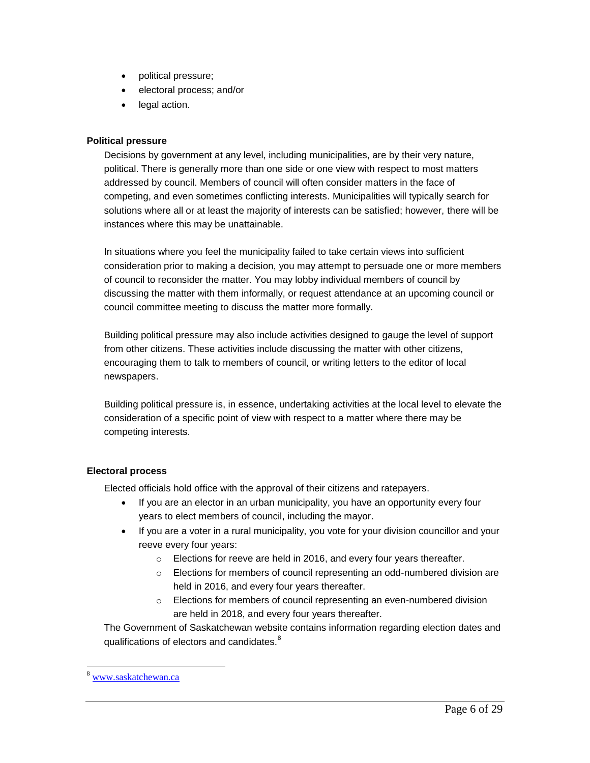- political pressure;
- electoral process; and/or
- legal action.

**Political pressure**

Decisions by government at any level, including municipalities, are by their very nature, political. There is generally more than one side or one view with respect to most matters addressed by council. Members of council will often consider matters in the face of competing, and even sometimes conflicting interests. Municipalities will typically search for solutions where all or at least the majority of interests can be satisfied; however, there will be instances where this may be unattainable.

In situations where you feel the municipality failed to take certain views into sufficient consideration prior to making a decision, you may attempt to persuade one or more members of council to reconsider the matter. You may lobby individual members of council by discussing the matter with them informally, or request attendance at an upcoming council or council committee meeting to discuss the matter more formally.

Building political pressure may also include activities designed to gauge the level of support from other citizens. These activities include discussing the matter with other citizens, encouraging them to talk to members of council, or writing letters to the editor of local newspapers.

Building political pressure is, in essence, undertaking activities at the local level to elevate the consideration of a specific point of view with respect to a matter where there may be competing interests.

**Electoral process**

Elected officials hold office with the approval of their citizens and ratepayers.

- If you are an elector in an urban municipality, you have an opportunity every four years to elect members of council, including the mayor.
- If you are a voter in a rural municipality, you vote for your division councillor and your reeve every four years:
  - Elections for reeve are held in 2016, and every four years thereafter.
  - Elections for members of council representing an odd-numbered division are held in 2016, and every four years thereafter.
  - Elections for members of council representing an even-numbered division are held in 2018, and every four years thereafter.

The Government of Saskatchewan website contains information regarding election dates and qualifications of electors and candidates.[8]

[8] www.saskatchewan.ca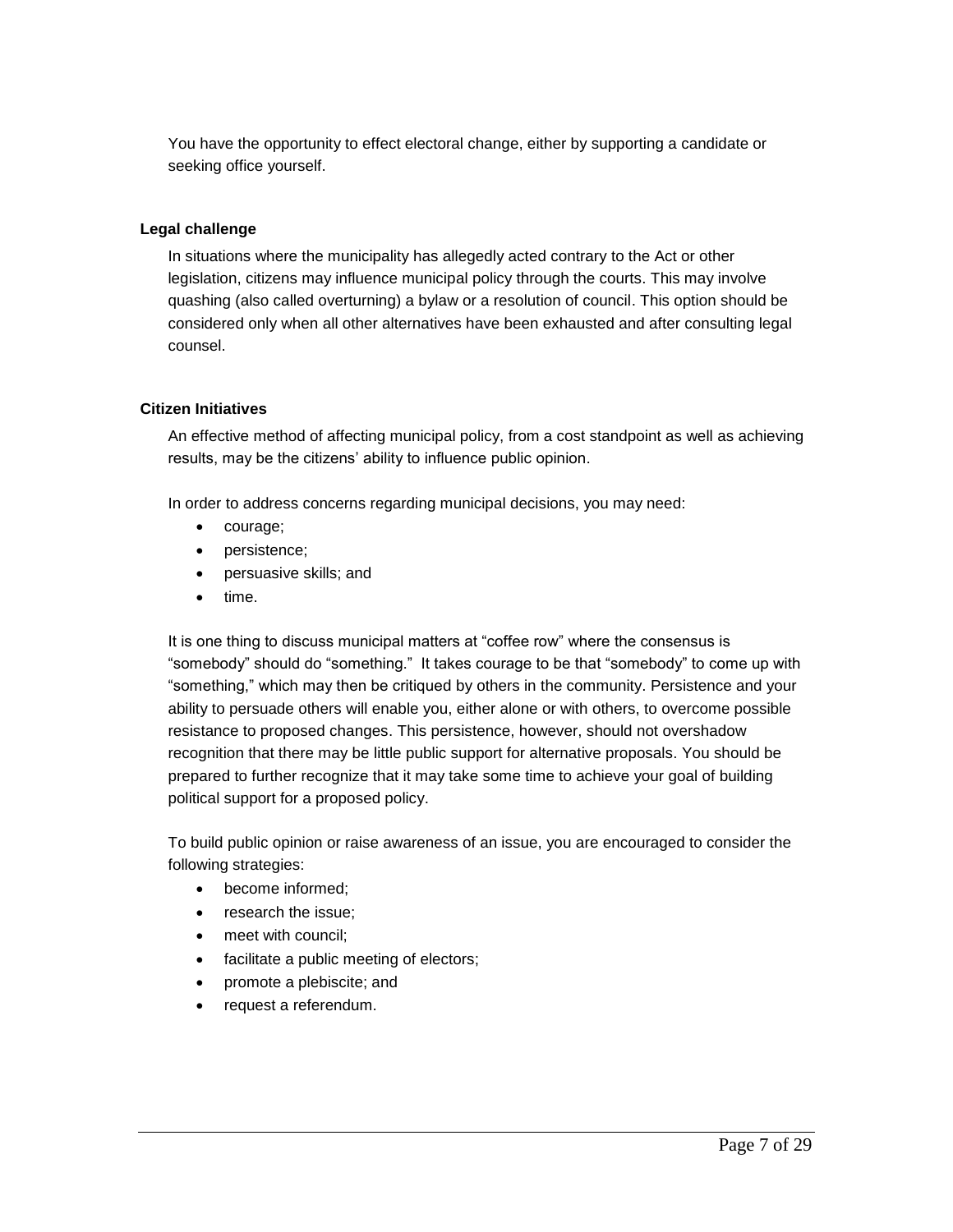You have the opportunity to effect electoral change, either by supporting a candidate or seeking office yourself.

### Legal challenge

In situations where the municipality has allegedly acted contrary to the Act or other legislation, citizens may influence municipal policy through the courts. This may involve quashing (also called overturning) a bylaw or a resolution of council. This option should be considered only when all other alternatives have been exhausted and after consulting legal counsel.

### Citizen Initiatives

An effective method of affecting municipal policy, from a cost standpoint as well as achieving results, may be the citizens' ability to influence public opinion.

In order to address concerns regarding municipal decisions, you may need:

- courage;
- persistence;
- persuasive skills; and
- time.

It is one thing to discuss municipal matters at "coffee row" where the consensus is "somebody" should do "something." It takes courage to be that "somebody" to come up with "something," which may then be critiqued by others in the community. Persistence and your ability to persuade others will enable you, either alone or with others, to overcome possible resistance to proposed changes. This persistence, however, should not overshadow recognition that there may be little public support for alternative proposals. You should be prepared to further recognize that it may take some time to achieve your goal of building political support for a proposed policy.

To build public opinion or raise awareness of an issue, you are encouraged to consider the following strategies:

- become informed;
- research the issue;
- meet with council;
- facilitate a public meeting of electors;
- promote a plebiscite; and
- request a referendum.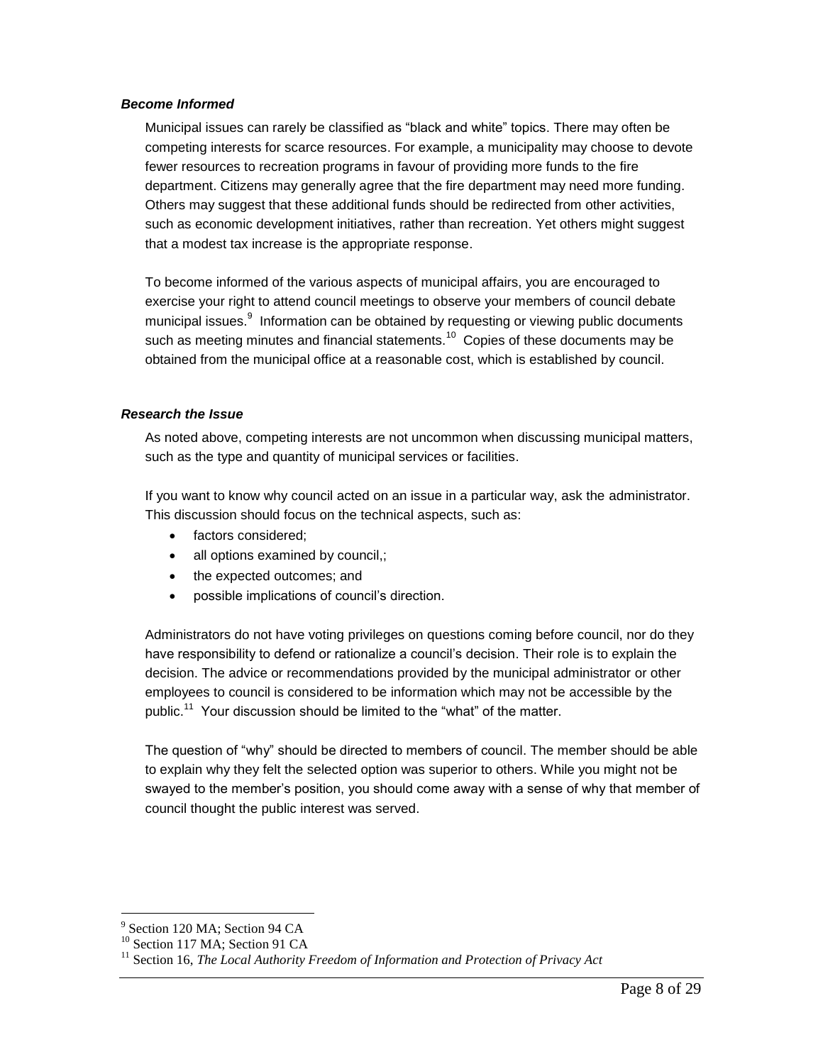***Become Informed***

Municipal issues can rarely be classified as “black and white” topics. There may often be competing interests for scarce resources. For example, a municipality may choose to devote fewer resources to recreation programs in favour of providing more funds to the fire department. Citizens may generally agree that the fire department may need more funding. Others may suggest that these additional funds should be redirected from other activities, such as economic development initiatives, rather than recreation. Yet others might suggest that a modest tax increase is the appropriate response.

To become informed of the various aspects of municipal affairs, you are encouraged to exercise your right to attend council meetings to observe your members of council debate municipal issues.[9] Information can be obtained by requesting or viewing public documents such as meeting minutes and financial statements.[10] Copies of these documents may be obtained from the municipal office at a reasonable cost, which is established by council.

***Research the Issue***

As noted above, competing interests are not uncommon when discussing municipal matters, such as the type and quantity of municipal services or facilities.

If you want to know why council acted on an issue in a particular way, ask the administrator. This discussion should focus on the technical aspects, such as:

- factors considered;
- all options examined by council,;
- the expected outcomes; and
- possible implications of council’s direction.

Administrators do not have voting privileges on questions coming before council, nor do they have responsibility to defend or rationalize a council’s decision. Their role is to explain the decision. The advice or recommendations provided by the municipal administrator or other employees to council is considered to be information which may not be accessible by the public.[11] Your discussion should be limited to the “what” of the matter.

The question of “why” should be directed to members of council. The member should be able to explain why they felt the selected option was superior to others. While you might not be swayed to the member’s position, you should come away with a sense of why that member of council thought the public interest was served.

---

[9] Section 120 MA; Section 94 CA

[10] Section 117 MA; Section 91 CA

[11] Section 16, *The Local Authority Freedom of Information and Protection of Privacy Act*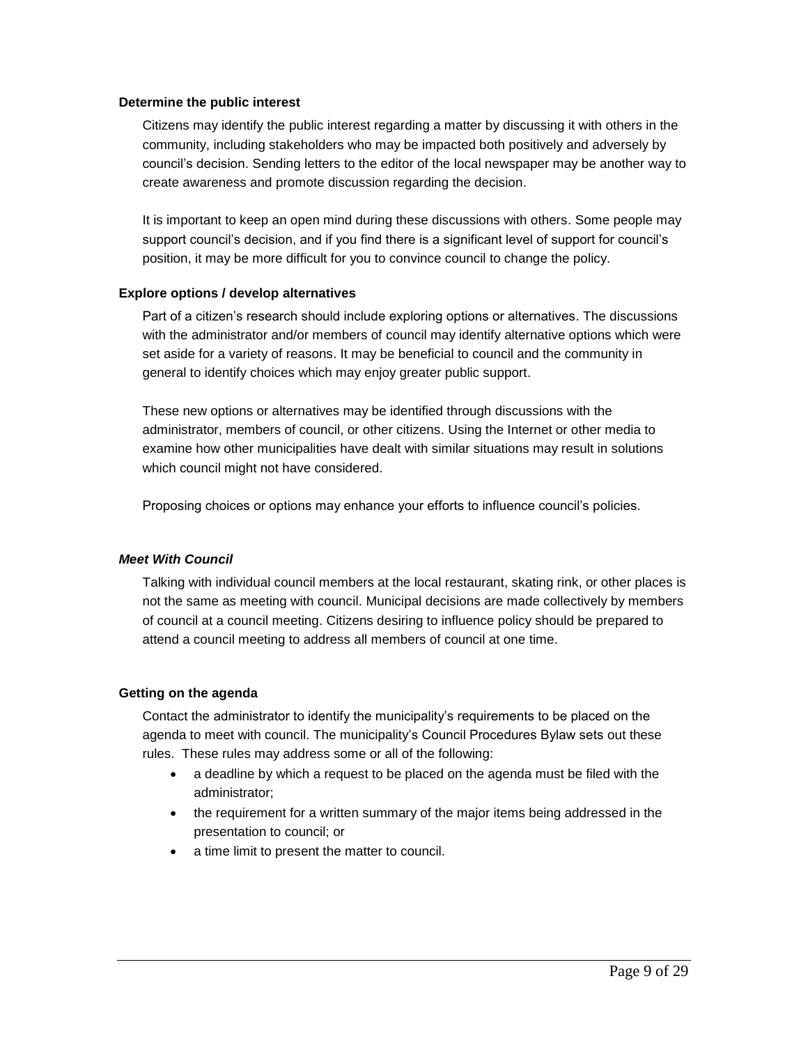#### Determine the public interest

Citizens may identify the public interest regarding a matter by discussing it with others in the community, including stakeholders who may be impacted both positively and adversely by council's decision. Sending letters to the editor of the local newspaper may be another way to create awareness and promote discussion regarding the decision.

It is important to keep an open mind during these discussions with others. Some people may support council's decision, and if you find there is a significant level of support for council's position, it may be more difficult for you to convince council to change the policy.

#### Explore options / develop alternatives

Part of a citizen's research should include exploring options or alternatives. The discussions with the administrator and/or members of council may identify alternative options which were set aside for a variety of reasons. It may be beneficial to council and the community in general to identify choices which may enjoy greater public support.

These new options or alternatives may be identified through discussions with the administrator, members of council, or other citizens. Using the Internet or other media to examine how other municipalities have dealt with similar situations may result in solutions which council might not have considered.

Proposing choices or options may enhance your efforts to influence council's policies.

### *Meet With Council*

Talking with individual council members at the local restaurant, skating rink, or other places is not the same as meeting with council. Municipal decisions are made collectively by members of council at a council meeting. Citizens desiring to influence policy should be prepared to attend a council meeting to address all members of council at one time.

#### Getting on the agenda

Contact the administrator to identify the municipality's requirements to be placed on the agenda to meet with council. The municipality's Council Procedures Bylaw sets out these rules. These rules may address some or all of the following:

- a deadline by which a request to be placed on the agenda must be filed with the administrator;
- the requirement for a written summary of the major items being addressed in the presentation to council; or
- a time limit to present the matter to council.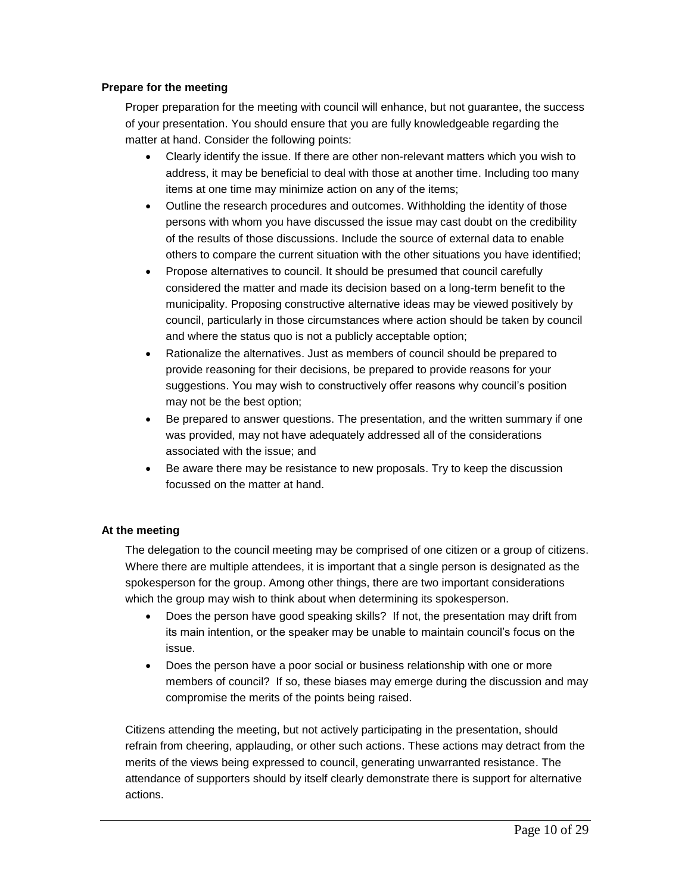**Prepare for the meeting**

Proper preparation for the meeting with council will enhance, but not guarantee, the success of your presentation. You should ensure that you are fully knowledgeable regarding the matter at hand. Consider the following points:

- Clearly identify the issue. If there are other non-relevant matters which you wish to address, it may be beneficial to deal with those at another time. Including too many items at one time may minimize action on any of the items;
- Outline the research procedures and outcomes. Withholding the identity of those persons with whom you have discussed the issue may cast doubt on the credibility of the results of those discussions. Include the source of external data to enable others to compare the current situation with the other situations you have identified;
- Propose alternatives to council. It should be presumed that council carefully considered the matter and made its decision based on a long-term benefit to the municipality. Proposing constructive alternative ideas may be viewed positively by council, particularly in those circumstances where action should be taken by council and where the status quo is not a publicly acceptable option;
- Rationalize the alternatives. Just as members of council should be prepared to provide reasoning for their decisions, be prepared to provide reasons for your suggestions. You may wish to constructively offer reasons why council's position may not be the best option;
- Be prepared to answer questions. The presentation, and the written summary if one was provided, may not have adequately addressed all of the considerations associated with the issue; and
- Be aware there may be resistance to new proposals. Try to keep the discussion focussed on the matter at hand.

**At the meeting**

The delegation to the council meeting may be comprised of one citizen or a group of citizens. Where there are multiple attendees, it is important that a single person is designated as the spokesperson for the group. Among other things, there are two important considerations which the group may wish to think about when determining its spokesperson.

- Does the person have good speaking skills? If not, the presentation may drift from its main intention, or the speaker may be unable to maintain council's focus on the issue.
- Does the person have a poor social or business relationship with one or more members of council? If so, these biases may emerge during the discussion and may compromise the merits of the points being raised.

Citizens attending the meeting, but not actively participating in the presentation, should refrain from cheering, applauding, or other such actions. These actions may detract from the merits of the views being expressed to council, generating unwarranted resistance. The attendance of supporters should by itself clearly demonstrate there is support for alternative actions.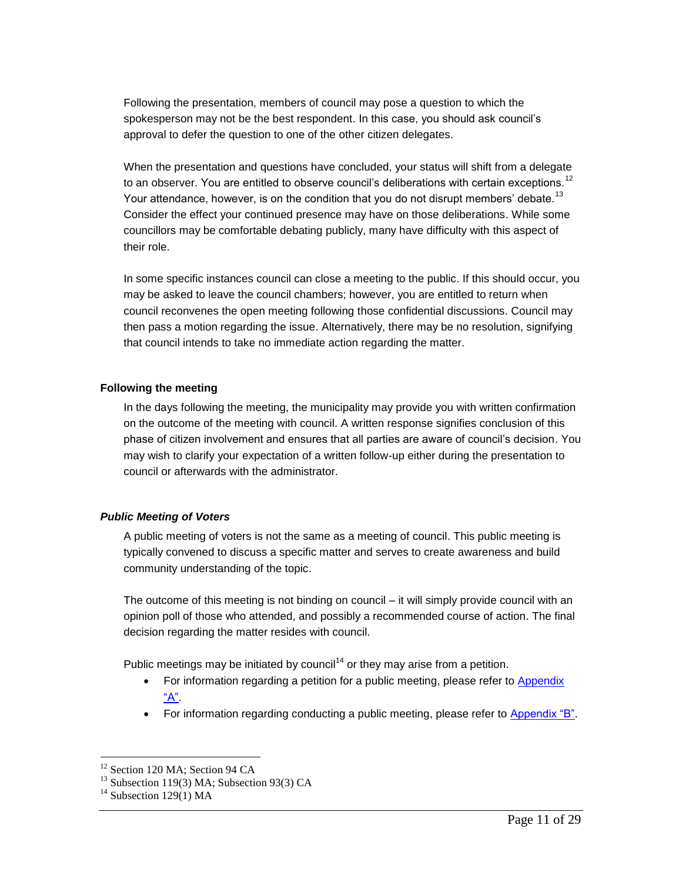Following the presentation, members of council may pose a question to which the spokesperson may not be the best respondent. In this case, you should ask council's approval to defer the question to one of the other citizen delegates.

When the presentation and questions have concluded, your status will shift from a delegate to an observer. You are entitled to observe council's deliberations with certain exceptions.[12] Your attendance, however, is on the condition that you do not disrupt members' debate.[13] Consider the effect your continued presence may have on those deliberations. While some councillors may be comfortable debating publicly, many have difficulty with this aspect of their role.

In some specific instances council can close a meeting to the public. If this should occur, you may be asked to leave the council chambers; however, you are entitled to return when council reconvenes the open meeting following those confidential discussions. Council may then pass a motion regarding the issue. Alternatively, there may be no resolution, signifying that council intends to take no immediate action regarding the matter.

#### Following the meeting

In the days following the meeting, the municipality may provide you with written confirmation on the outcome of the meeting with council. A written response signifies conclusion of this phase of citizen involvement and ensures that all parties are aware of council's decision. You may wish to clarify your expectation of a written follow-up either during the presentation to council or afterwards with the administrator.

### *Public Meeting of Voters*

A public meeting of voters is not the same as a meeting of council. This public meeting is typically convened to discuss a specific matter and serves to create awareness and build community understanding of the topic.

The outcome of this meeting is not binding on council – it will simply provide council with an opinion poll of those who attended, and possibly a recommended course of action. The final decision regarding the matter resides with council.

Public meetings may be initiated by council[14] or they may arise from a petition.

- For information regarding a petition for a public meeting, please refer to Appendix "A".
- For information regarding conducting a public meeting, please refer to Appendix "B".

---

[12] Section 120 MA; Section 94 CA
[13] Subsection 119(3) MA; Subsection 93(3) CA
[14] Subsection 129(1) MA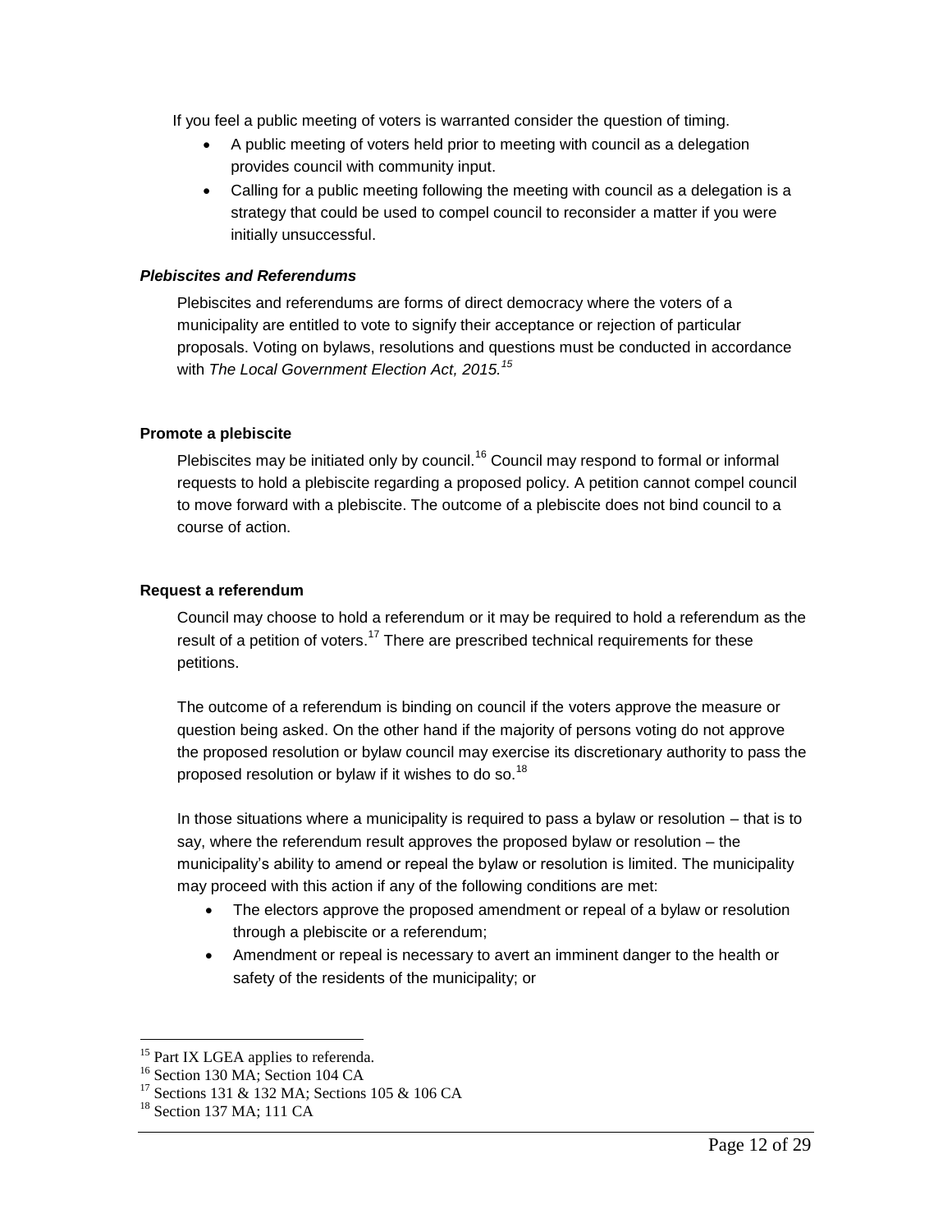If you feel a public meeting of voters is warranted consider the question of timing.

- A public meeting of voters held prior to meeting with council as a delegation provides council with community input.
- Calling for a public meeting following the meeting with council as a delegation is a strategy that could be used to compel council to reconsider a matter if you were initially unsuccessful.

### *Plebiscites and Referendums*

Plebiscites and referendums are forms of direct democracy where the voters of a municipality are entitled to vote to signify their acceptance or rejection of particular proposals. Voting on bylaws, resolutions and questions must be conducted in accordance with *The Local Government Election Act, 2015.*[15]

#### Promote a plebiscite

Plebiscites may be initiated only by council.[16] Council may respond to formal or informal requests to hold a plebiscite regarding a proposed policy. A petition cannot compel council to move forward with a plebiscite. The outcome of a plebiscite does not bind council to a course of action.

#### Request a referendum

Council may choose to hold a referendum or it may be required to hold a referendum as the result of a petition of voters.[17] There are prescribed technical requirements for these petitions.

The outcome of a referendum is binding on council if the voters approve the measure or question being asked. On the other hand if the majority of persons voting do not approve the proposed resolution or bylaw council may exercise its discretionary authority to pass the proposed resolution or bylaw if it wishes to do so.[18]

In those situations where a municipality is required to pass a bylaw or resolution – that is to say, where the referendum result approves the proposed bylaw or resolution – the municipality's ability to amend or repeal the bylaw or resolution is limited. The municipality may proceed with this action if any of the following conditions are met:

- The electors approve the proposed amendment or repeal of a bylaw or resolution through a plebiscite or a referendum;
- Amendment or repeal is necessary to avert an imminent danger to the health or safety of the residents of the municipality; or

---

[15] Part IX LGEA applies to referenda.

[16] Section 130 MA; Section 104 CA

[17] Sections 131 & 132 MA; Sections 105 & 106 CA

[18] Section 137 MA; 111 CA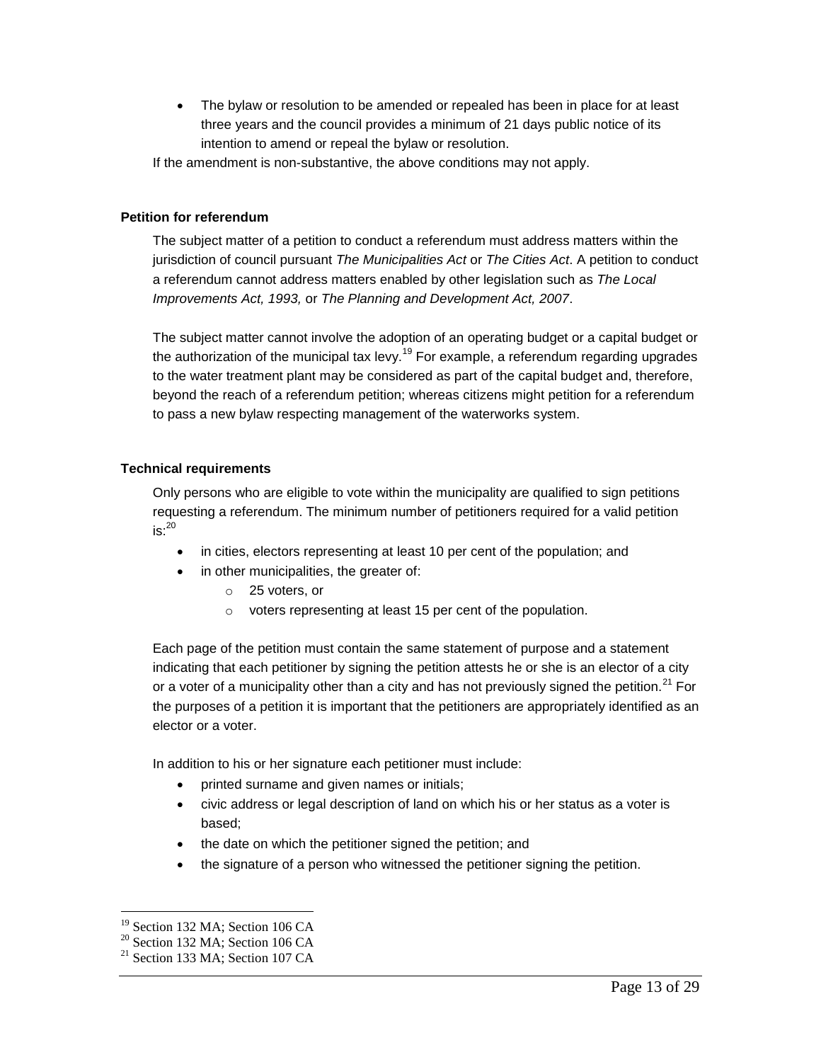- The bylaw or resolution to be amended or repealed has been in place for at least three years and the council provides a minimum of 21 days public notice of its intention to amend or repeal the bylaw or resolution.

If the amendment is non-substantive, the above conditions may not apply.

#### Petition for referendum

The subject matter of a petition to conduct a referendum must address matters within the jurisdiction of council pursuant *The Municipalities Act* or *The Cities Act*. A petition to conduct a referendum cannot address matters enabled by other legislation such as *The Local Improvements Act, 1993,* or *The Planning and Development Act, 2007*.

The subject matter cannot involve the adoption of an operating budget or a capital budget or the authorization of the municipal tax levy.[19] For example, a referendum regarding upgrades to the water treatment plant may be considered as part of the capital budget and, therefore, beyond the reach of a referendum petition; whereas citizens might petition for a referendum to pass a new bylaw respecting management of the waterworks system.

#### Technical requirements

Only persons who are eligible to vote within the municipality are qualified to sign petitions requesting a referendum. The minimum number of petitioners required for a valid petition is:[20]

- in cities, electors representing at least 10 per cent of the population; and
- in other municipalities, the greater of:
  - 25 voters, or
  - voters representing at least 15 per cent of the population.

Each page of the petition must contain the same statement of purpose and a statement indicating that each petitioner by signing the petition attests he or she is an elector of a city or a voter of a municipality other than a city and has not previously signed the petition.[21] For the purposes of a petition it is important that the petitioners are appropriately identified as an elector or a voter.

In addition to his or her signature each petitioner must include:

- printed surname and given names or initials;
- civic address or legal description of land on which his or her status as a voter is based;
- the date on which the petitioner signed the petition; and
- the signature of a person who witnessed the petitioner signing the petition.

---

[19] Section 132 MA; Section 106 CA
[20] Section 132 MA; Section 106 CA
[21] Section 133 MA; Section 107 CA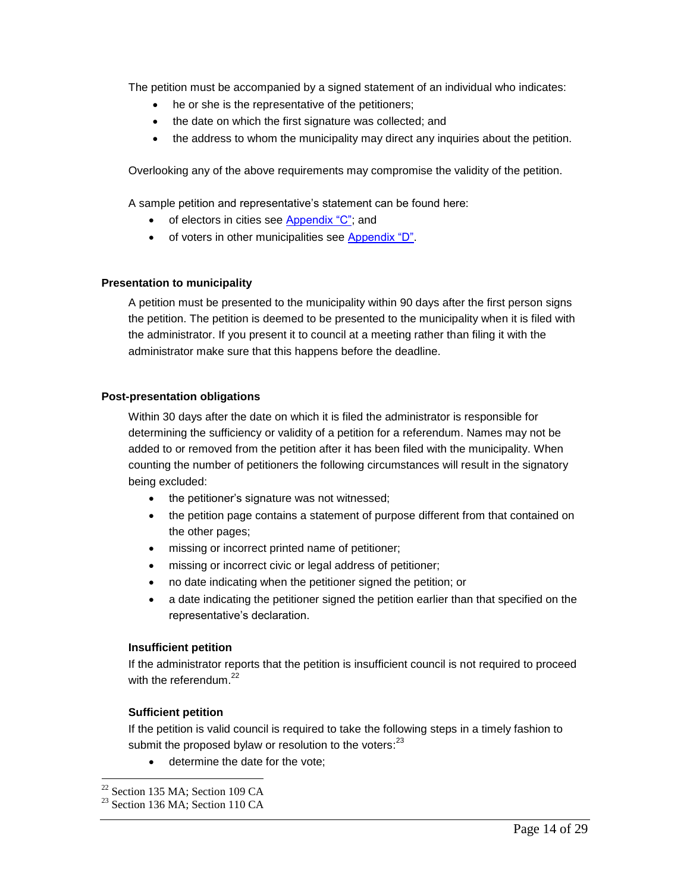The petition must be accompanied by a signed statement of an individual who indicates:

- he or she is the representative of the petitioners;
- the date on which the first signature was collected; and
- the address to whom the municipality may direct any inquiries about the petition.

Overlooking any of the above requirements may compromise the validity of the petition.

A sample petition and representative's statement can be found here:

- of electors in cities see Appendix "C"; and
- of voters in other municipalities see Appendix "D".

### Presentation to municipality

A petition must be presented to the municipality within 90 days after the first person signs the petition. The petition is deemed to be presented to the municipality when it is filed with the administrator. If you present it to council at a meeting rather than filing it with the administrator make sure that this happens before the deadline.

### Post-presentation obligations

Within 30 days after the date on which it is filed the administrator is responsible for determining the sufficiency or validity of a petition for a referendum. Names may not be added to or removed from the petition after it has been filed with the municipality. When counting the number of petitioners the following circumstances will result in the signatory being excluded:

- the petitioner's signature was not witnessed;
- the petition page contains a statement of purpose different from that contained on the other pages;
- missing or incorrect printed name of petitioner;
- missing or incorrect civic or legal address of petitioner;
- no date indicating when the petitioner signed the petition; or
- a date indicating the petitioner signed the petition earlier than that specified on the representative's declaration.

#### Insufficient petition

If the administrator reports that the petition is insufficient council is not required to proceed with the referendum.[22]

#### Sufficient petition

If the petition is valid council is required to take the following steps in a timely fashion to submit the proposed bylaw or resolution to the voters:[23]

- determine the date for the vote;

---

[22] Section 135 MA; Section 109 CA

[23] Section 136 MA; Section 110 CA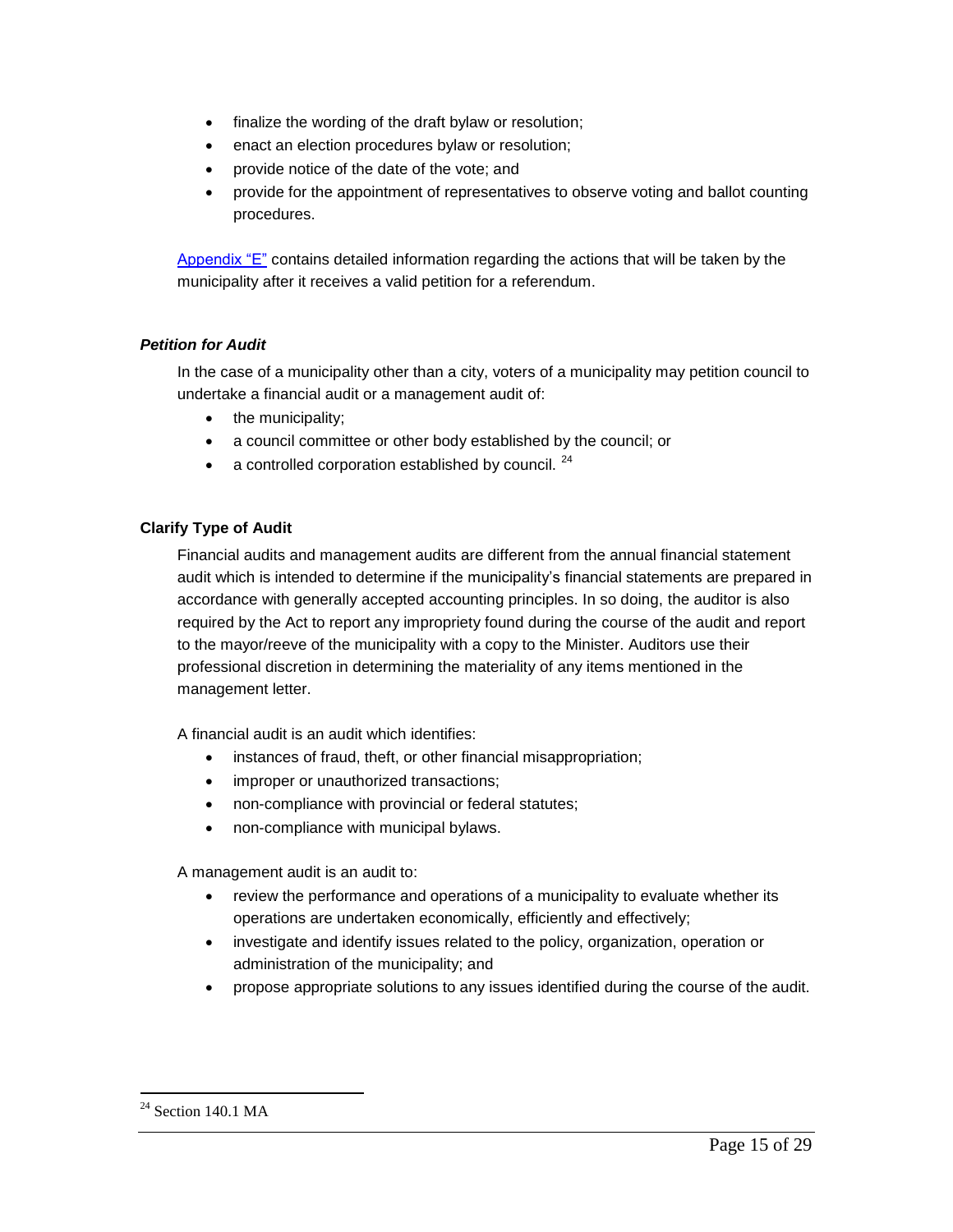- finalize the wording of the draft bylaw or resolution;
- enact an election procedures bylaw or resolution;
- provide notice of the date of the vote; and
- provide for the appointment of representatives to observe voting and ballot counting procedures.

Appendix "E" contains detailed information regarding the actions that will be taken by the municipality after it receives a valid petition for a referendum.

### *Petition for Audit*

In the case of a municipality other than a city, voters of a municipality may petition council to undertake a financial audit or a management audit of:

- the municipality;
- a council committee or other body established by the council; or
- a controlled corporation established by council. [24]

### Clarify Type of Audit

Financial audits and management audits are different from the annual financial statement audit which is intended to determine if the municipality's financial statements are prepared in accordance with generally accepted accounting principles. In so doing, the auditor is also required by the Act to report any impropriety found during the course of the audit and report to the mayor/reeve of the municipality with a copy to the Minister. Auditors use their professional discretion in determining the materiality of any items mentioned in the management letter.

A financial audit is an audit which identifies:

- instances of fraud, theft, or other financial misappropriation;
- improper or unauthorized transactions;
- non-compliance with provincial or federal statutes;
- non-compliance with municipal bylaws.

A management audit is an audit to:

- review the performance and operations of a municipality to evaluate whether its operations are undertaken economically, efficiently and effectively;
- investigate and identify issues related to the policy, organization, operation or administration of the municipality; and
- propose appropriate solutions to any issues identified during the course of the audit.

---

[24] Section 140.1 MA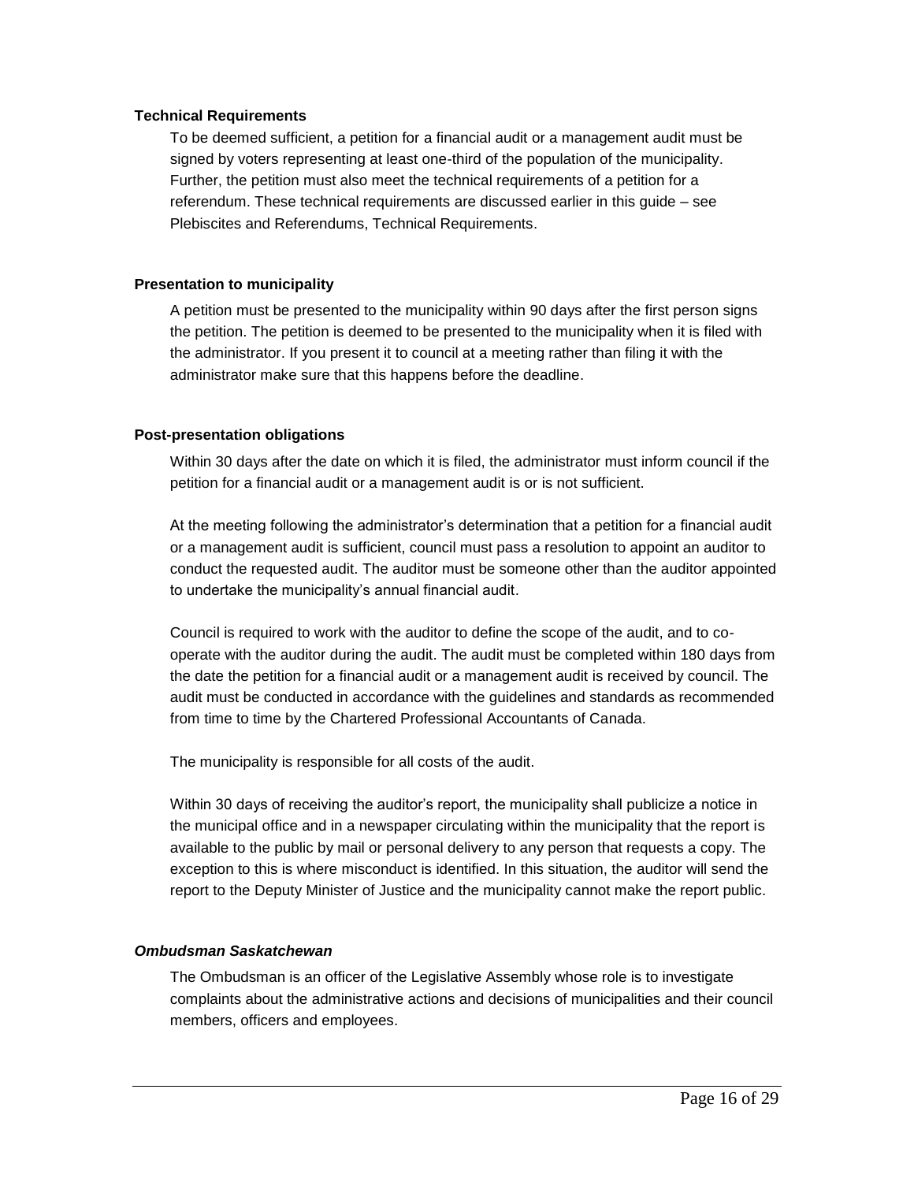#### Technical Requirements

To be deemed sufficient, a petition for a financial audit or a management audit must be signed by voters representing at least one-third of the population of the municipality. Further, the petition must also meet the technical requirements of a petition for a referendum. These technical requirements are discussed earlier in this guide – see Plebiscites and Referendums, Technical Requirements.

#### Presentation to municipality

A petition must be presented to the municipality within 90 days after the first person signs the petition. The petition is deemed to be presented to the municipality when it is filed with the administrator. If you present it to council at a meeting rather than filing it with the administrator make sure that this happens before the deadline.

#### Post-presentation obligations

Within 30 days after the date on which it is filed, the administrator must inform council if the petition for a financial audit or a management audit is or is not sufficient.

At the meeting following the administrator's determination that a petition for a financial audit or a management audit is sufficient, council must pass a resolution to appoint an auditor to conduct the requested audit. The auditor must be someone other than the auditor appointed to undertake the municipality's annual financial audit.

Council is required to work with the auditor to define the scope of the audit, and to co-operate with the auditor during the audit. The audit must be completed within 180 days from the date the petition for a financial audit or a management audit is received by council. The audit must be conducted in accordance with the guidelines and standards as recommended from time to time by the Chartered Professional Accountants of Canada.

The municipality is responsible for all costs of the audit.

Within 30 days of receiving the auditor's report, the municipality shall publicize a notice in the municipal office and in a newspaper circulating within the municipality that the report is available to the public by mail or personal delivery to any person that requests a copy. The exception to this is where misconduct is identified. In this situation, the auditor will send the report to the Deputy Minister of Justice and the municipality cannot make the report public.

### *Ombudsman Saskatchewan*

The Ombudsman is an officer of the Legislative Assembly whose role is to investigate complaints about the administrative actions and decisions of municipalities and their council members, officers and employees.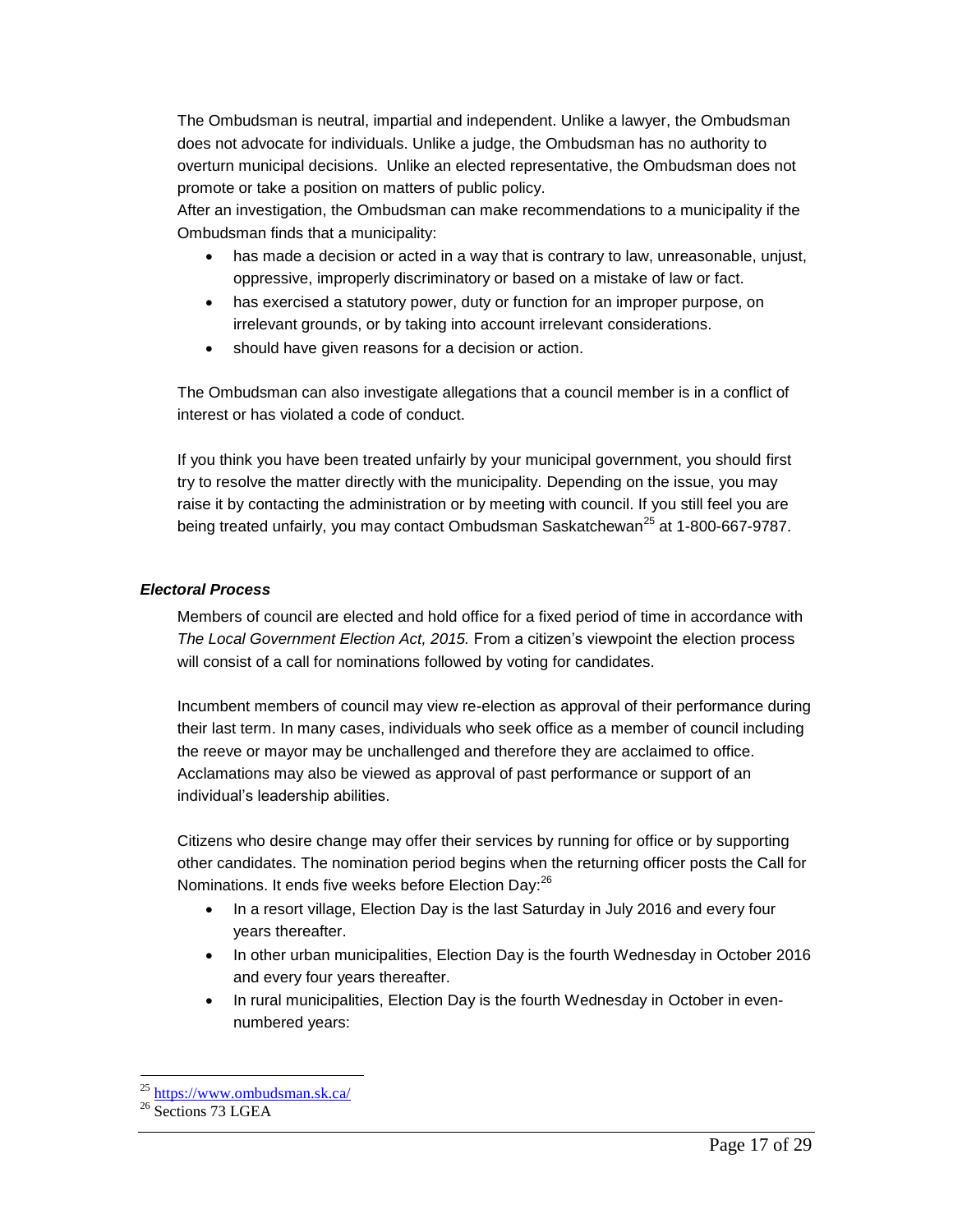The Ombudsman is neutral, impartial and independent. Unlike a lawyer, the Ombudsman does not advocate for individuals. Unlike a judge, the Ombudsman has no authority to overturn municipal decisions. Unlike an elected representative, the Ombudsman does not promote or take a position on matters of public policy.

After an investigation, the Ombudsman can make recommendations to a municipality if the Ombudsman finds that a municipality:

- has made a decision or acted in a way that is contrary to law, unreasonable, unjust, oppressive, improperly discriminatory or based on a mistake of law or fact.
- has exercised a statutory power, duty or function for an improper purpose, on irrelevant grounds, or by taking into account irrelevant considerations.
- should have given reasons for a decision or action.

The Ombudsman can also investigate allegations that a council member is in a conflict of interest or has violated a code of conduct.

If you think you have been treated unfairly by your municipal government, you should first try to resolve the matter directly with the municipality. Depending on the issue, you may raise it by contacting the administration or by meeting with council. If you still feel you are being treated unfairly, you may contact Ombudsman Saskatchewan[25] at 1-800-667-9787.

### *Electoral Process*

Members of council are elected and hold office for a fixed period of time in accordance with *The Local Government Election Act, 2015.* From a citizen's viewpoint the election process will consist of a call for nominations followed by voting for candidates.

Incumbent members of council may view re-election as approval of their performance during their last term. In many cases, individuals who seek office as a member of council including the reeve or mayor may be unchallenged and therefore they are acclaimed to office. Acclamations may also be viewed as approval of past performance or support of an individual's leadership abilities.

Citizens who desire change may offer their services by running for office or by supporting other candidates. The nomination period begins when the returning officer posts the Call for Nominations. It ends five weeks before Election Day:[26]

- In a resort village, Election Day is the last Saturday in July 2016 and every four years thereafter.
- In other urban municipalities, Election Day is the fourth Wednesday in October 2016 and every four years thereafter.
- In rural municipalities, Election Day is the fourth Wednesday in October in even-numbered years:

---

[25] https://www.ombudsman.sk.ca/

[26] Sections 73 LGEA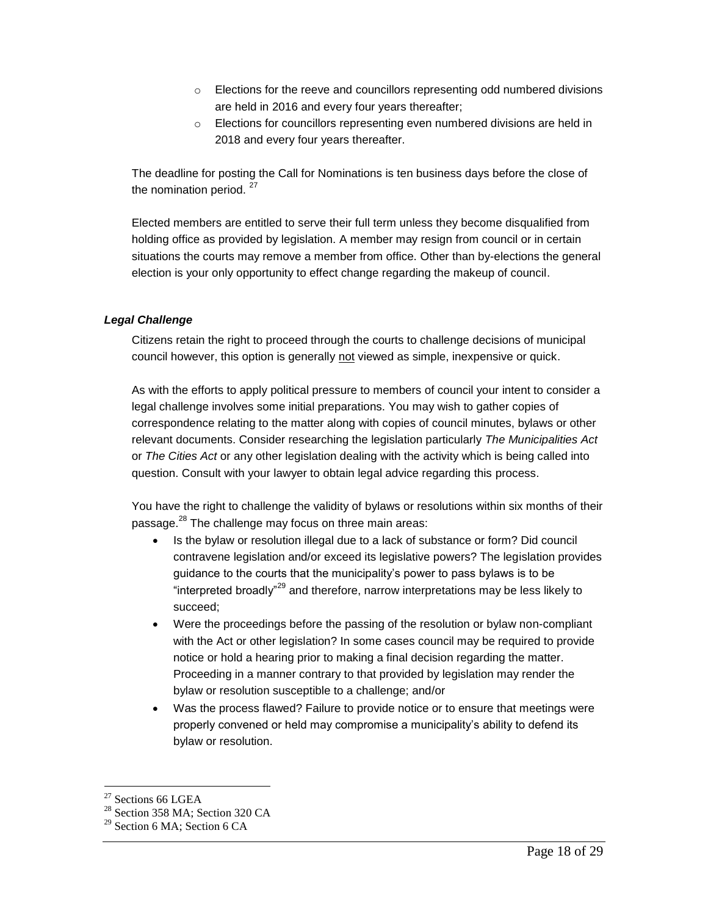- Elections for the reeve and councillors representing odd numbered divisions are held in 2016 and every four years thereafter;
- Elections for councillors representing even numbered divisions are held in 2018 and every four years thereafter.

The deadline for posting the Call for Nominations is ten business days before the close of the nomination period. [27]

Elected members are entitled to serve their full term unless they become disqualified from holding office as provided by legislation. A member may resign from council or in certain situations the courts may remove a member from office. Other than by-elections the general election is your only opportunity to effect change regarding the makeup of council.

### *Legal Challenge*

Citizens retain the right to proceed through the courts to challenge decisions of municipal council however, this option is generally <u>not</u> viewed as simple, inexpensive or quick.

As with the efforts to apply political pressure to members of council your intent to consider a legal challenge involves some initial preparations. You may wish to gather copies of correspondence relating to the matter along with copies of council minutes, bylaws or other relevant documents. Consider researching the legislation particularly *The Municipalities Act* or *The Cities Act* or any other legislation dealing with the activity which is being called into question. Consult with your lawyer to obtain legal advice regarding this process.

You have the right to challenge the validity of bylaws or resolutions within six months of their passage.[28] The challenge may focus on three main areas:

- Is the bylaw or resolution illegal due to a lack of substance or form? Did council contravene legislation and/or exceed its legislative powers? The legislation provides guidance to the courts that the municipality's power to pass bylaws is to be "interpreted broadly"[29] and therefore, narrow interpretations may be less likely to succeed;
- Were the proceedings before the passing of the resolution or bylaw non-compliant with the Act or other legislation? In some cases council may be required to provide notice or hold a hearing prior to making a final decision regarding the matter. Proceeding in a manner contrary to that provided by legislation may render the bylaw or resolution susceptible to a challenge; and/or
- Was the process flawed? Failure to provide notice or to ensure that meetings were properly convened or held may compromise a municipality's ability to defend its bylaw or resolution.

---

[27] Sections 66 LGEA

[28] Section 358 MA; Section 320 CA

[29] Section 6 MA; Section 6 CA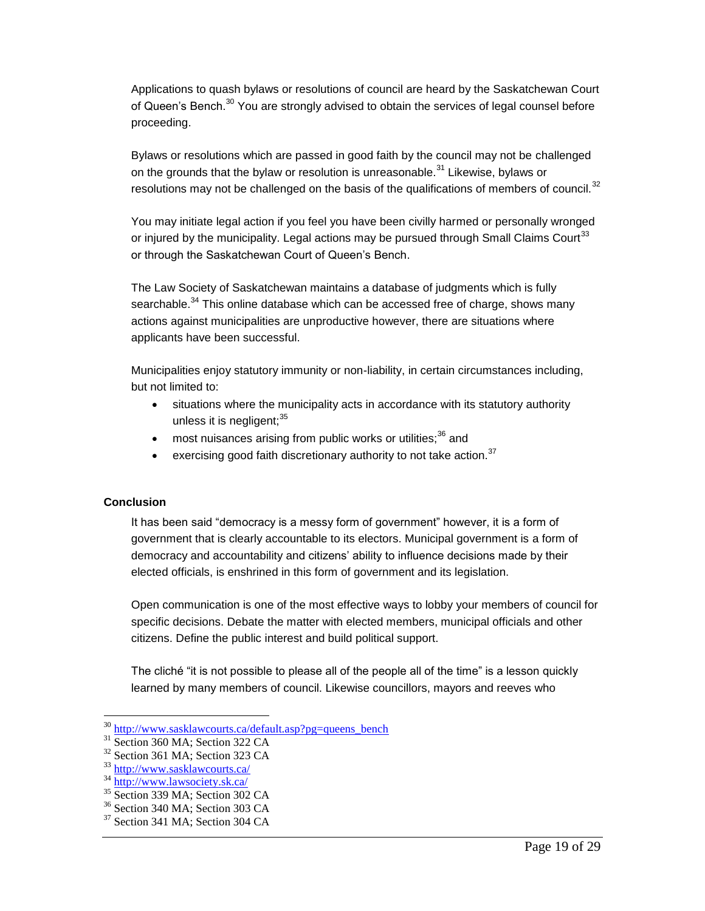Applications to quash bylaws or resolutions of council are heard by the Saskatchewan Court of Queen's Bench.[30] You are strongly advised to obtain the services of legal counsel before proceeding.

Bylaws or resolutions which are passed in good faith by the council may not be challenged on the grounds that the bylaw or resolution is unreasonable.[31] Likewise, bylaws or resolutions may not be challenged on the basis of the qualifications of members of council.[32]

You may initiate legal action if you feel you have been civilly harmed or personally wronged or injured by the municipality. Legal actions may be pursued through Small Claims Court[33] or through the Saskatchewan Court of Queen's Bench.

The Law Society of Saskatchewan maintains a database of judgments which is fully searchable.[34] This online database which can be accessed free of charge, shows many actions against municipalities are unproductive however, there are situations where applicants have been successful.

Municipalities enjoy statutory immunity or non-liability, in certain circumstances including, but not limited to:

- situations where the municipality acts in accordance with its statutory authority unless it is negligent;[35]
- most nuisances arising from public works or utilities;[36] and
- exercising good faith discretionary authority to not take action.[37]

**Conclusion**

It has been said "democracy is a messy form of government" however, it is a form of government that is clearly accountable to its electors. Municipal government is a form of democracy and accountability and citizens' ability to influence decisions made by their elected officials, is enshrined in this form of government and its legislation.

Open communication is one of the most effective ways to lobby your members of council for specific decisions. Debate the matter with elected members, municipal officials and other citizens. Define the public interest and build political support.

The cliché "it is not possible to please all of the people all of the time" is a lesson quickly learned by many members of council. Likewise councillors, mayors and reeves who

---

[30] http://www.sasklawcourts.ca/default.asp?pg=queens_bench
[31] Section 360 MA; Section 322 CA
[32] Section 361 MA; Section 323 CA
[33] http://www.sasklawcourts.ca/
[34] http://www.lawsociety.sk.ca/
[35] Section 339 MA; Section 302 CA
[36] Section 340 MA; Section 303 CA
[37] Section 341 MA; Section 304 CA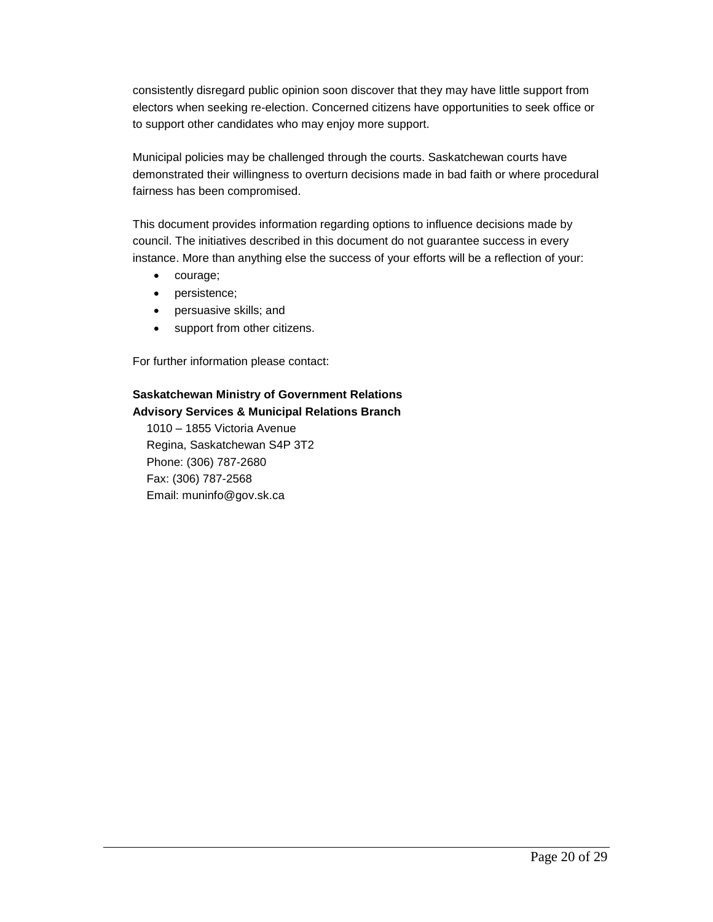consistently disregard public opinion soon discover that they may have little support from electors when seeking re-election. Concerned citizens have opportunities to seek office or to support other candidates who may enjoy more support.

Municipal policies may be challenged through the courts. Saskatchewan courts have demonstrated their willingness to overturn decisions made in bad faith or where procedural fairness has been compromised.

This document provides information regarding options to influence decisions made by council. The initiatives described in this document do not guarantee success in every instance. More than anything else the success of your efforts will be a reflection of your:

- courage;
- persistence;
- persuasive skills; and
- support from other citizens.

For further information please contact:

**Saskatchewan Ministry of Government Relations**
**Advisory Services & Municipal Relations Branch**

1010 – 1855 Victoria Avenue
Regina, Saskatchewan S4P 3T2
Phone: (306) 787-2680
Fax: (306) 787-2568
Email: muninfo@gov.sk.ca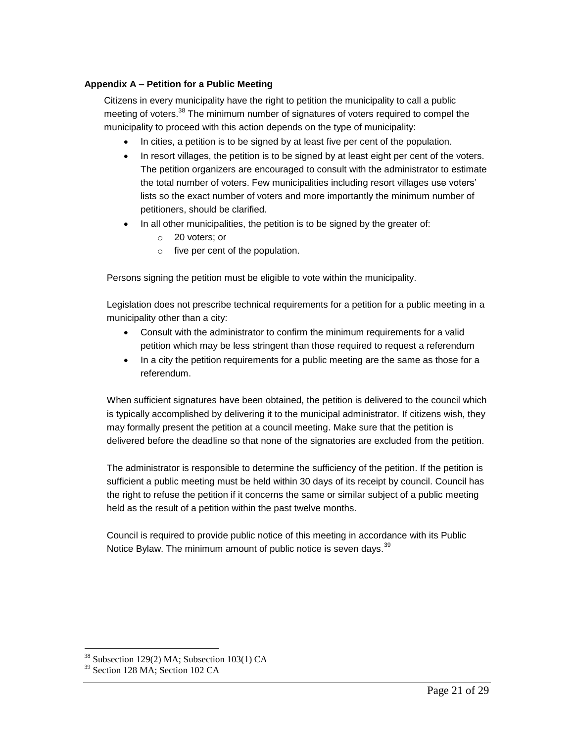### Appendix A – Petition for a Public Meeting

Citizens in every municipality have the right to petition the municipality to call a public meeting of voters.[38] The minimum number of signatures of voters required to compel the municipality to proceed with this action depends on the type of municipality:

- In cities, a petition is to be signed by at least five per cent of the population.
- In resort villages, the petition is to be signed by at least eight per cent of the voters. The petition organizers are encouraged to consult with the administrator to estimate the total number of voters. Few municipalities including resort villages use voters' lists so the exact number of voters and more importantly the minimum number of petitioners, should be clarified.
- In all other municipalities, the petition is to be signed by the greater of:
  - 20 voters; or
  - five per cent of the population.

Persons signing the petition must be eligible to vote within the municipality.

Legislation does not prescribe technical requirements for a petition for a public meeting in a municipality other than a city:

- Consult with the administrator to confirm the minimum requirements for a valid petition which may be less stringent than those required to request a referendum
- In a city the petition requirements for a public meeting are the same as those for a referendum.

When sufficient signatures have been obtained, the petition is delivered to the council which is typically accomplished by delivering it to the municipal administrator. If citizens wish, they may formally present the petition at a council meeting. Make sure that the petition is delivered before the deadline so that none of the signatories are excluded from the petition.

The administrator is responsible to determine the sufficiency of the petition. If the petition is sufficient a public meeting must be held within 30 days of its receipt by council. Council has the right to refuse the petition if it concerns the same or similar subject of a public meeting held as the result of a petition within the past twelve months.

Council is required to provide public notice of this meeting in accordance with its Public Notice Bylaw. The minimum amount of public notice is seven days.[39]

---

[38] Subsection 129(2) MA; Subsection 103(1) CA

[39] Section 128 MA; Section 102 CA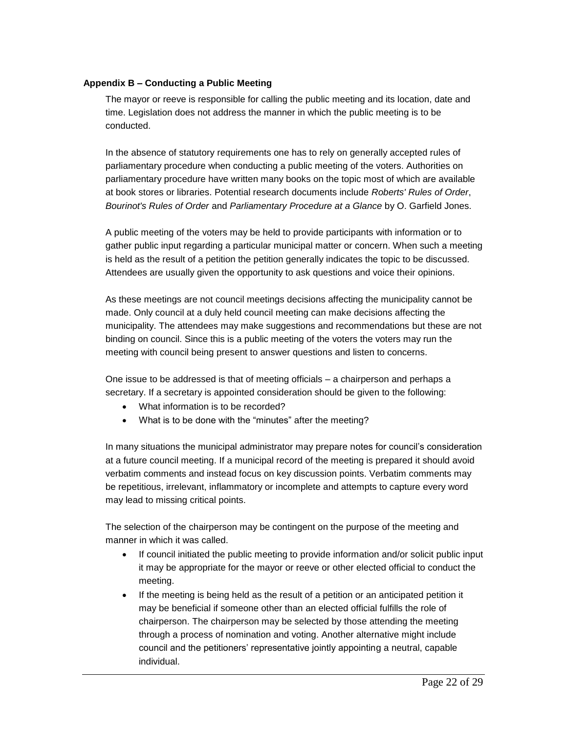### Appendix B – Conducting a Public Meeting

The mayor or reeve is responsible for calling the public meeting and its location, date and time. Legislation does not address the manner in which the public meeting is to be conducted.

In the absence of statutory requirements one has to rely on generally accepted rules of parliamentary procedure when conducting a public meeting of the voters. Authorities on parliamentary procedure have written many books on the topic most of which are available at book stores or libraries. Potential research documents include *Roberts' Rules of Order*, *Bourinot's Rules of Order* and *Parliamentary Procedure at a Glance* by O. Garfield Jones.

A public meeting of the voters may be held to provide participants with information or to gather public input regarding a particular municipal matter or concern. When such a meeting is held as the result of a petition the petition generally indicates the topic to be discussed. Attendees are usually given the opportunity to ask questions and voice their opinions.

As these meetings are not council meetings decisions affecting the municipality cannot be made. Only council at a duly held council meeting can make decisions affecting the municipality. The attendees may make suggestions and recommendations but these are not binding on council. Since this is a public meeting of the voters the voters may run the meeting with council being present to answer questions and listen to concerns.

One issue to be addressed is that of meeting officials – a chairperson and perhaps a secretary. If a secretary is appointed consideration should be given to the following:

- What information is to be recorded?
- What is to be done with the "minutes" after the meeting?

In many situations the municipal administrator may prepare notes for council's consideration at a future council meeting. If a municipal record of the meeting is prepared it should avoid verbatim comments and instead focus on key discussion points. Verbatim comments may be repetitious, irrelevant, inflammatory or incomplete and attempts to capture every word may lead to missing critical points.

The selection of the chairperson may be contingent on the purpose of the meeting and manner in which it was called.

- If council initiated the public meeting to provide information and/or solicit public input it may be appropriate for the mayor or reeve or other elected official to conduct the meeting.
- If the meeting is being held as the result of a petition or an anticipated petition it may be beneficial if someone other than an elected official fulfills the role of chairperson. The chairperson may be selected by those attending the meeting through a process of nomination and voting. Another alternative might include council and the petitioners' representative jointly appointing a neutral, capable individual.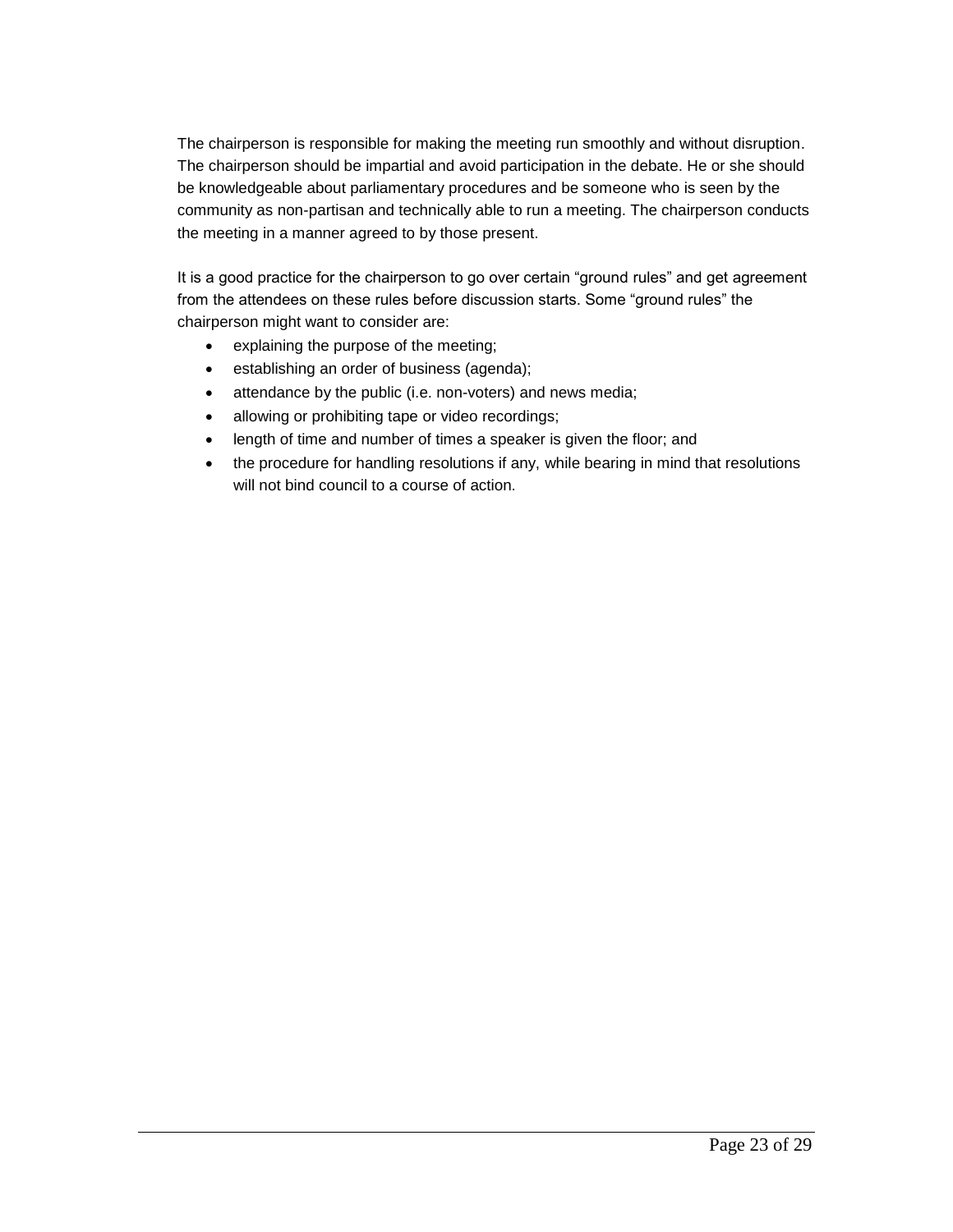The chairperson is responsible for making the meeting run smoothly and without disruption. The chairperson should be impartial and avoid participation in the debate. He or she should be knowledgeable about parliamentary procedures and be someone who is seen by the community as non-partisan and technically able to run a meeting. The chairperson conducts the meeting in a manner agreed to by those present.

It is a good practice for the chairperson to go over certain "ground rules" and get agreement from the attendees on these rules before discussion starts. Some "ground rules" the chairperson might want to consider are:

- explaining the purpose of the meeting;
- establishing an order of business (agenda);
- attendance by the public (i.e. non-voters) and news media;
- allowing or prohibiting tape or video recordings;
- length of time and number of times a speaker is given the floor; and
- the procedure for handling resolutions if any, while bearing in mind that resolutions will not bind council to a course of action.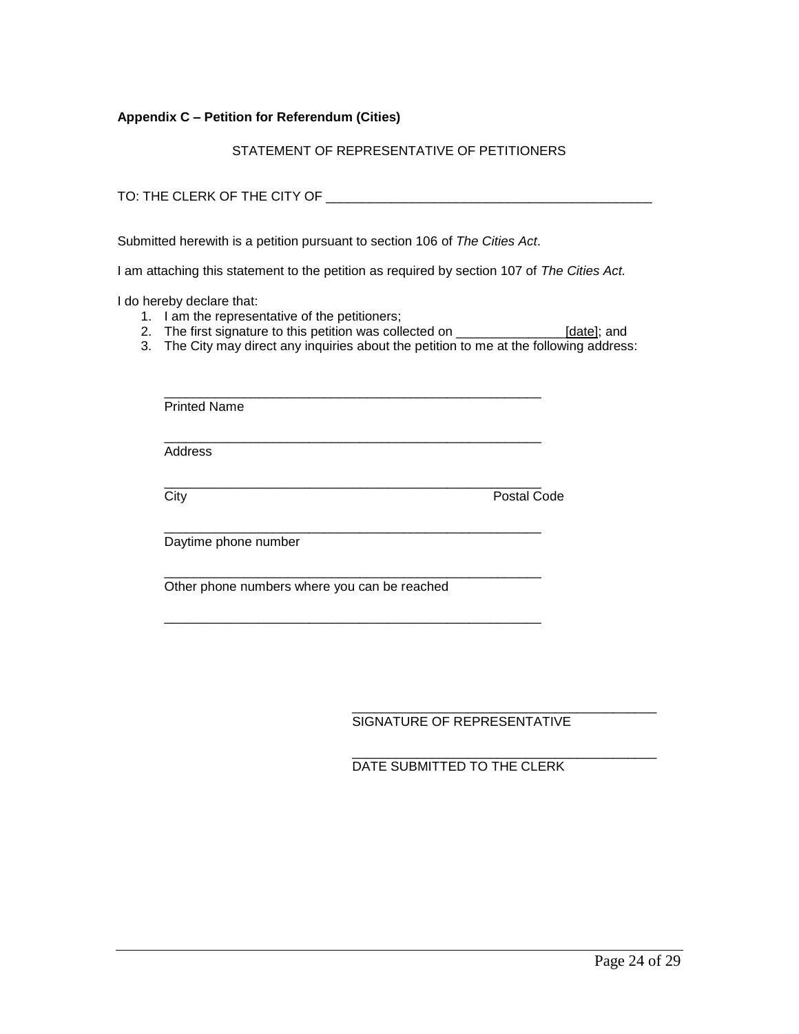**Appendix C – Petition for Referendum (Cities)**

STATEMENT OF REPRESENTATIVE OF PETITIONERS

TO: THE CLERK OF THE CITY OF ____________________________________________

Submitted herewith is a petition pursuant to section 106 of *The Cities Act*.

I am attaching this statement to the petition as required by section 107 of *The Cities Act.*

I do hereby declare that:

1. I am the representative of the petitioners;
2. The first signature to this petition was collected on _______________[date]; and
3. The City may direct any inquiries about the petition to me at the following address:

_____________________________________________________
Printed Name

_____________________________________________________
Address

_____________________________________________________
City Postal Code

_____________________________________________________
Daytime phone number

_____________________________________________________
Other phone numbers where you can be reached

_____________________________________________________

_________________________________________
SIGNATURE OF REPRESENTATIVE

_________________________________________
DATE SUBMITTED TO THE CLERK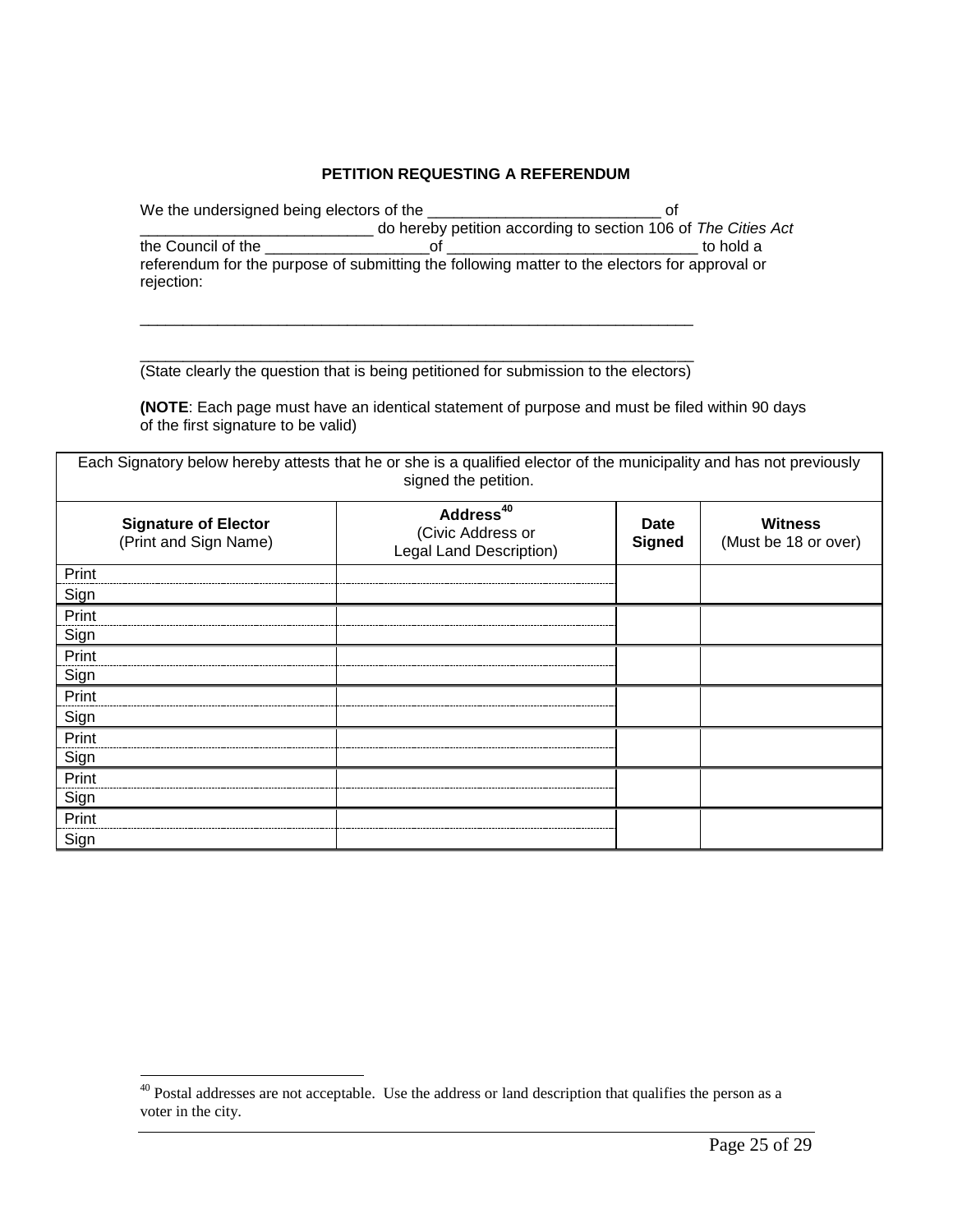**PETITION REQUESTING A REFERENDUM**

We the undersigned being electors of the ____________________________ of ____________________________ do hereby petition according to section 106 of *The Cities Act* the Council of the ____________________of ______________________________ to hold a referendum for the purpose of submitting the following matter to the electors for approval or rejection:

____________________________________________________________________

____________________________________________________________________
(State clearly the question that is being petitioned for submission to the electors)

**(NOTE**: Each page must have an identical statement of purpose and must be filed within 90 days of the first signature to be valid)

| Each Signatory below hereby attests that he or she is a qualified elector of the municipality and has not previously signed the petition. | | | |
|---|---|---|---|
| **Signature of Elector** (Print and Sign Name) | **Address**[40] (Civic Address or Legal Land Description) | **Date Signed** | **Witness** (Must be 18 or over) |
| Print | | | |
| Sign | | | |
| Print | | | |
| Sign | | | |
| Print | | | |
| Sign | | | |
| Print | | | |
| Sign | | | |
| Print | | | |
| Sign | | | |
| Print | | | |
| Sign | | | |
| Print | | | |
| Sign | | | |

[40] Postal addresses are not acceptable. Use the address or land description that qualifies the person as a voter in the city.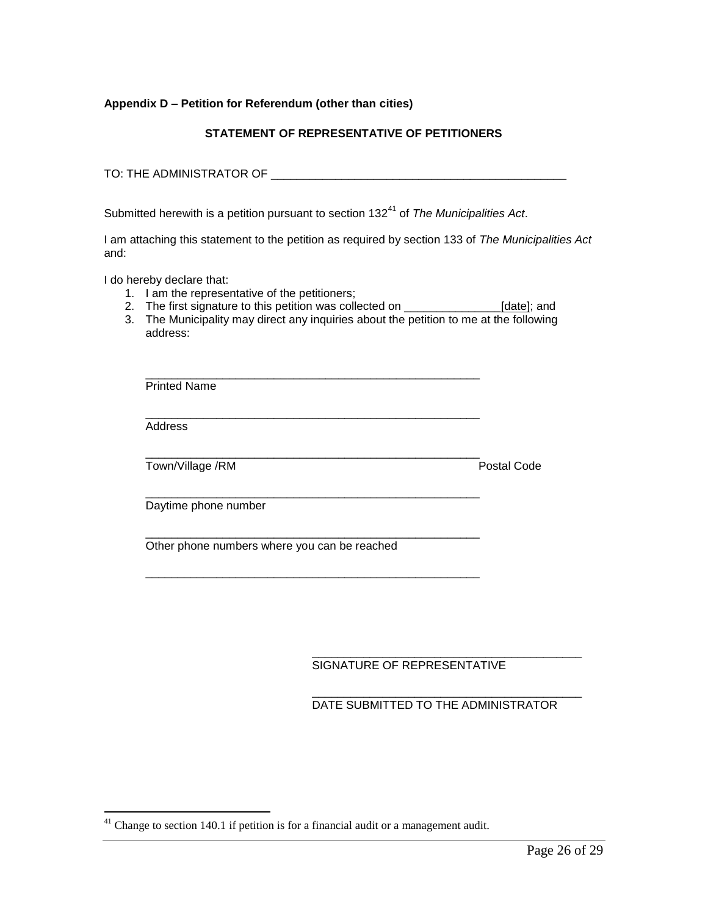**Appendix D – Petition for Referendum (other than cities)**

**STATEMENT OF REPRESENTATIVE OF PETITIONERS**

TO: THE ADMINISTRATOR OF _______________________________________________

Submitted herewith is a petition pursuant to section 132[41] of *The Municipalities Act*.

I am attaching this statement to the petition as required by section 133 of *The Municipalities Act* and:

I do hereby declare that:

1. I am the representative of the petitioners;
2. The first signature to this petition was collected on _______________[date]; and
3. The Municipality may direct any inquiries about the petition to me at the following address:

_____________________________________________________
Printed Name

_____________________________________________________
Address

_____________________________________________________
Town/Village /RM                                                                                    Postal Code

_____________________________________________________
Daytime phone number

_____________________________________________________
Other phone numbers where you can be reached

_____________________________________________________

_________________________________________
SIGNATURE OF REPRESENTATIVE

_________________________________________
DATE SUBMITTED TO THE ADMINISTRATOR

---

[41] Change to section 140.1 if petition is for a financial audit or a management audit.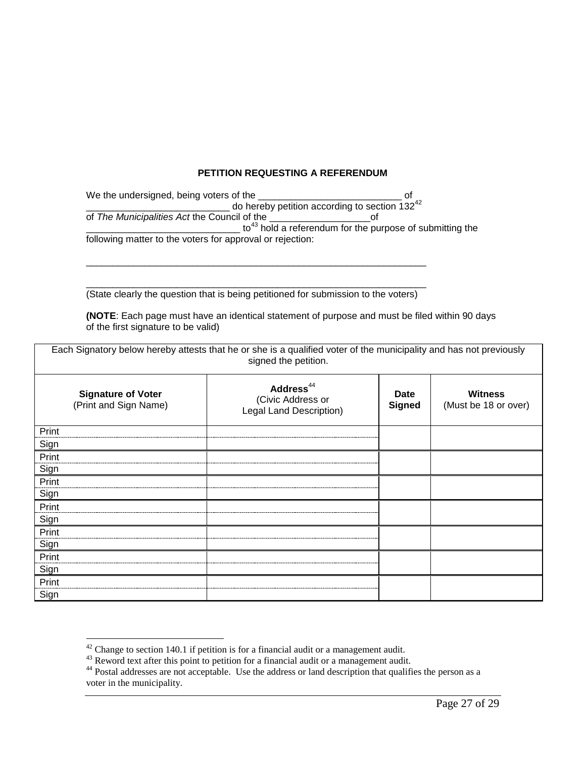**PETITION REQUESTING A REFERENDUM**

We the undersigned, being voters of the ___________________________ of ___________________________ do hereby petition according to section 132[42] of *The Municipalities Act* the Council of the ___________________of _____________________________ to[43] hold a referendum for the purpose of submitting the following matter to the voters for approval or rejection:

_________________________________________________________________

_________________________________________________________________

(State clearly the question that is being petitioned for submission to the voters)

**(NOTE**: Each page must have an identical statement of purpose and must be filed within 90 days of the first signature to be valid)

| Each Signatory below hereby attests that he or she is a qualified voter of the municipality and has not previously signed the petition. | | | |
|---|---|---|---|
| **Signature of Voter** (Print and Sign Name) | **Address**[44] (Civic Address or Legal Land Description) | **Date Signed** | **Witness** (Must be 18 or over) |
| Print | | | |
| Sign | | | |
| Print | | | |
| Sign | | | |
| Print | | | |
| Sign | | | |
| Print | | | |
| Sign | | | |
| Print | | | |
| Sign | | | |
| Print | | | |
| Sign | | | |
| Print | | | |
| Sign | | | |

[42] Change to section 140.1 if petition is for a financial audit or a management audit.

[43] Reword text after this point to petition for a financial audit or a management audit.

[44] Postal addresses are not acceptable. Use the address or land description that qualifies the person as a voter in the municipality.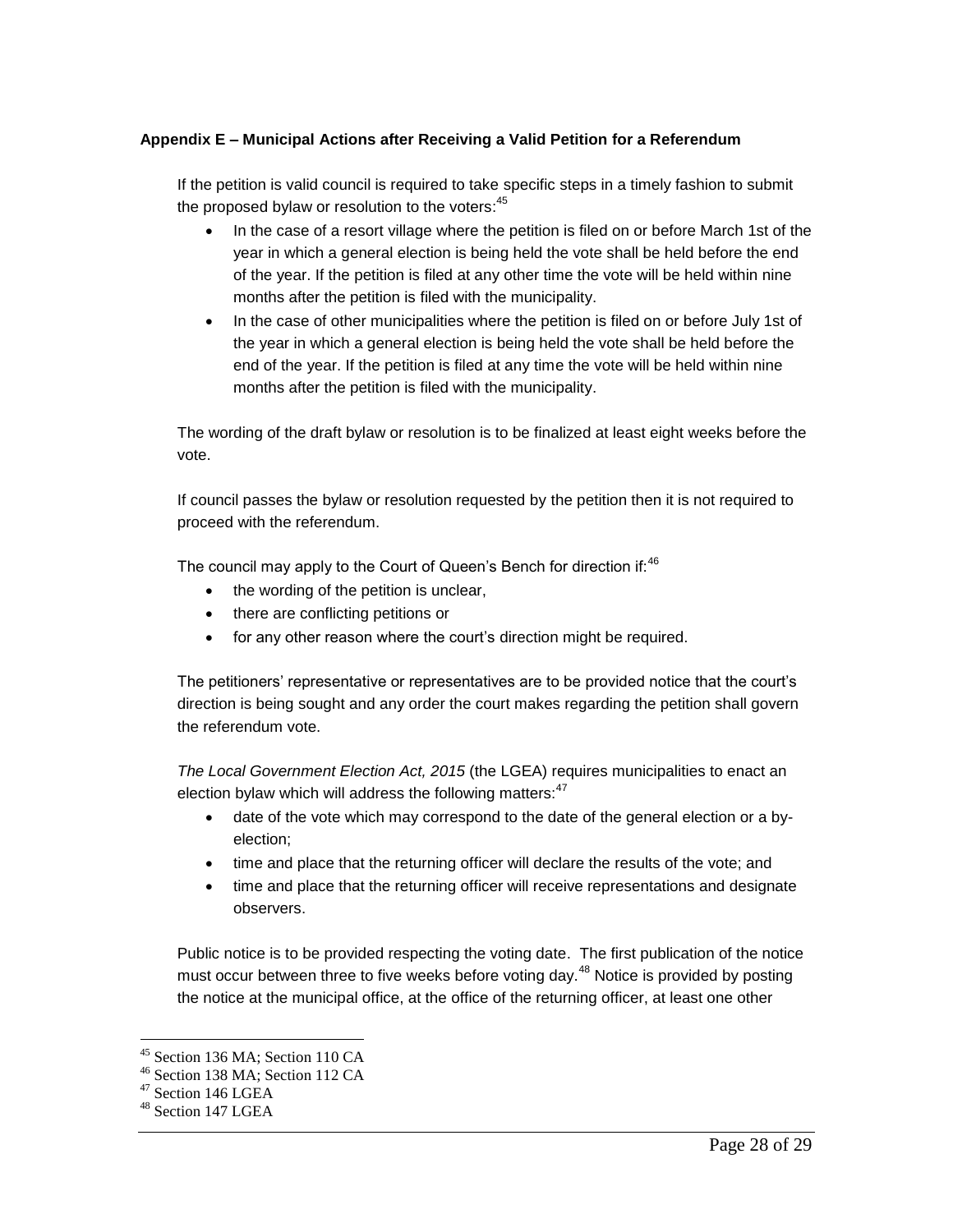### Appendix E – Municipal Actions after Receiving a Valid Petition for a Referendum

If the petition is valid council is required to take specific steps in a timely fashion to submit the proposed bylaw or resolution to the voters:[45]

- In the case of a resort village where the petition is filed on or before March 1st of the year in which a general election is being held the vote shall be held before the end of the year. If the petition is filed at any other time the vote will be held within nine months after the petition is filed with the municipality.
- In the case of other municipalities where the petition is filed on or before July 1st of the year in which a general election is being held the vote shall be held before the end of the year. If the petition is filed at any time the vote will be held within nine months after the petition is filed with the municipality.

The wording of the draft bylaw or resolution is to be finalized at least eight weeks before the vote.

If council passes the bylaw or resolution requested by the petition then it is not required to proceed with the referendum.

The council may apply to the Court of Queen's Bench for direction if:[46]

- the wording of the petition is unclear,
- there are conflicting petitions or
- for any other reason where the court's direction might be required.

The petitioners' representative or representatives are to be provided notice that the court's direction is being sought and any order the court makes regarding the petition shall govern the referendum vote.

*The Local Government Election Act, 2015* (the LGEA) requires municipalities to enact an election bylaw which will address the following matters:[47]

- date of the vote which may correspond to the date of the general election or a by-election;
- time and place that the returning officer will declare the results of the vote; and
- time and place that the returning officer will receive representations and designate observers.

Public notice is to be provided respecting the voting date. The first publication of the notice must occur between three to five weeks before voting day.[48] Notice is provided by posting the notice at the municipal office, at the office of the returning officer, at least one other

---

[45] Section 136 MA; Section 110 CA
[46] Section 138 MA; Section 112 CA
[47] Section 146 LGEA
[48] Section 147 LGEA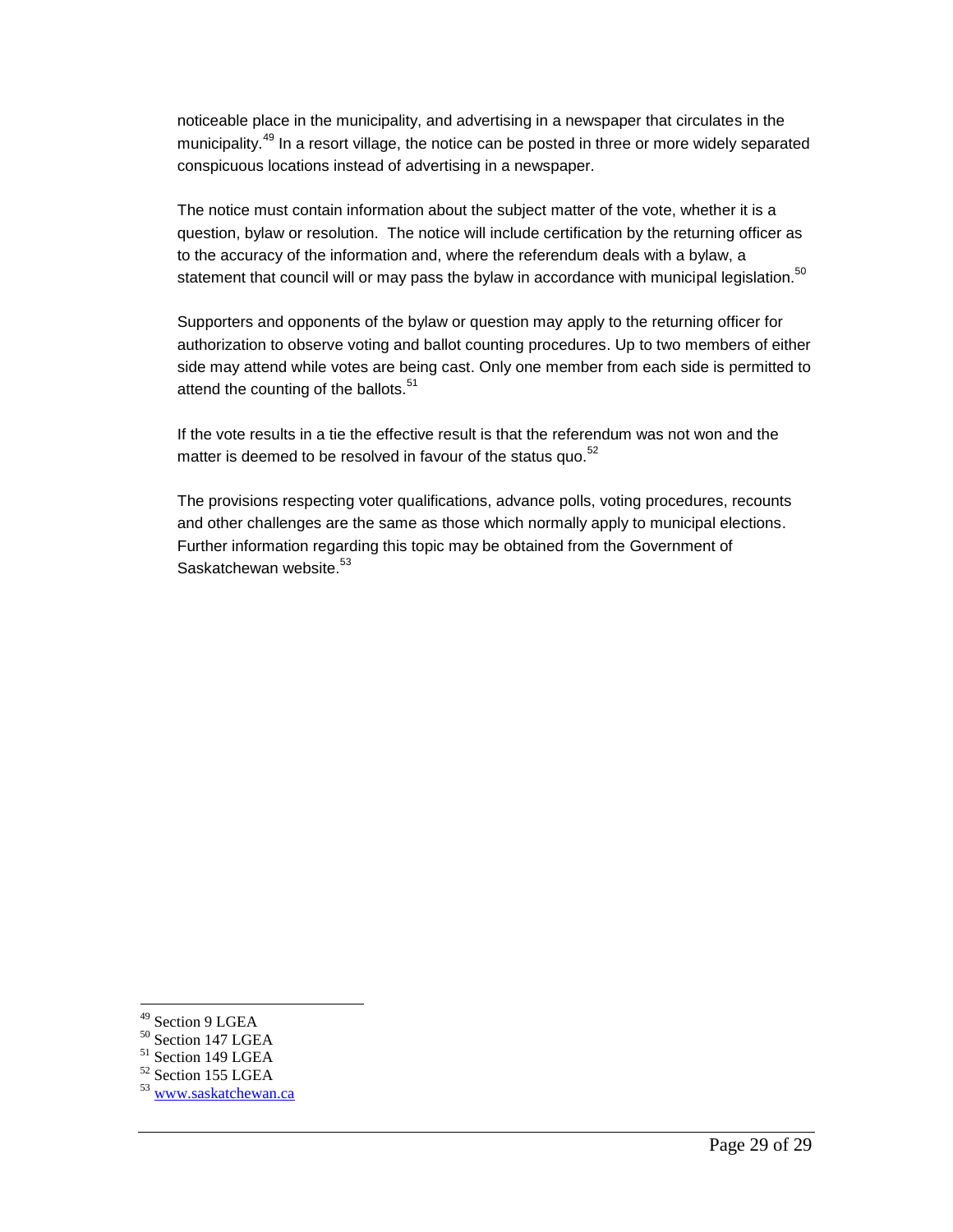noticeable place in the municipality, and advertising in a newspaper that circulates in the municipality.[49] In a resort village, the notice can be posted in three or more widely separated conspicuous locations instead of advertising in a newspaper.

The notice must contain information about the subject matter of the vote, whether it is a question, bylaw or resolution. The notice will include certification by the returning officer as to the accuracy of the information and, where the referendum deals with a bylaw, a statement that council will or may pass the bylaw in accordance with municipal legislation.[50]

Supporters and opponents of the bylaw or question may apply to the returning officer for authorization to observe voting and ballot counting procedures. Up to two members of either side may attend while votes are being cast. Only one member from each side is permitted to attend the counting of the ballots.[51]

If the vote results in a tie the effective result is that the referendum was not won and the matter is deemed to be resolved in favour of the status quo.[52]

The provisions respecting voter qualifications, advance polls, voting procedures, recounts and other challenges are the same as those which normally apply to municipal elections. Further information regarding this topic may be obtained from the Government of Saskatchewan website.[53]

---

[49] Section 9 LGEA
[50] Section 147 LGEA
[51] Section 149 LGEA
[52] Section 155 LGEA
[53] www.saskatchewan.ca